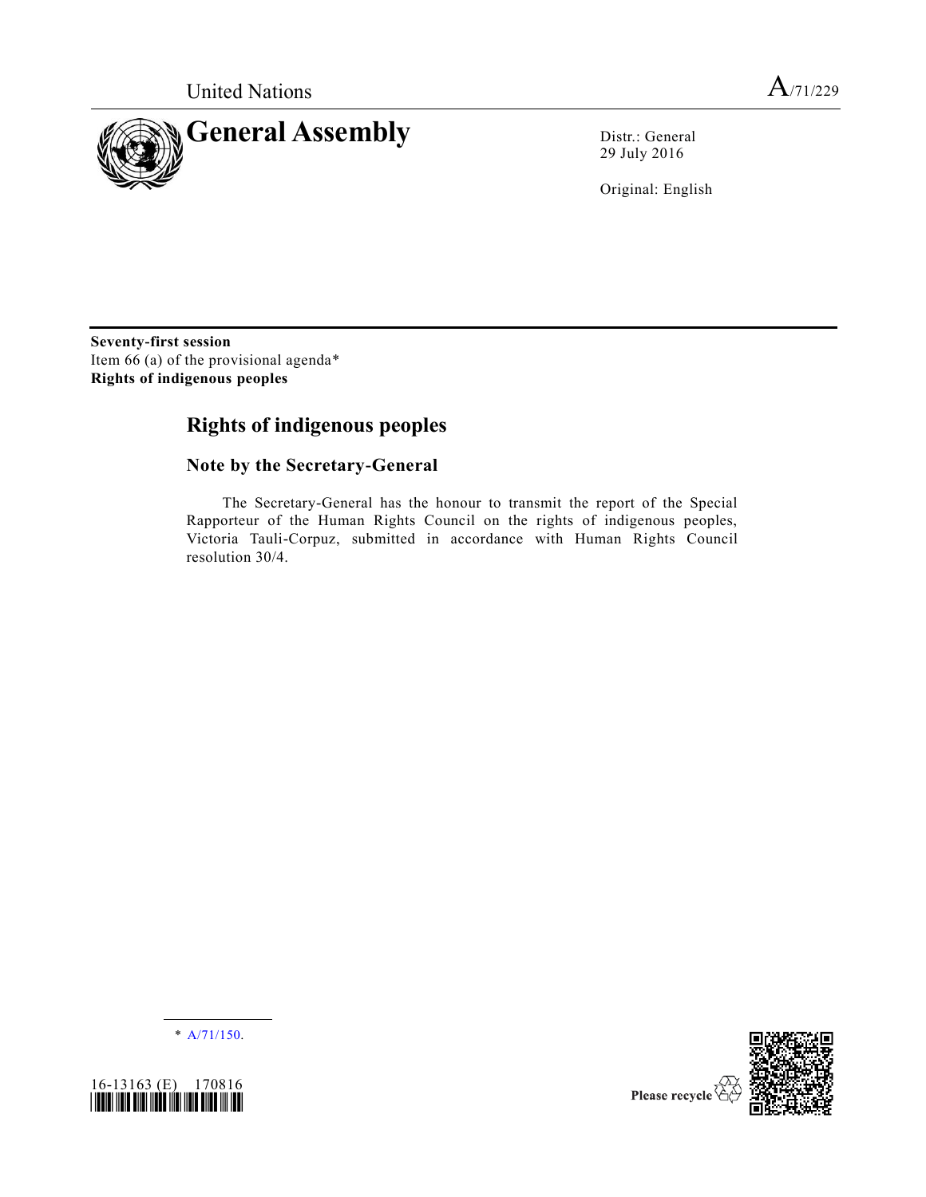United Nations

A/71/229

# General Assembly

Distr.: General
29 July 2016

Original: English

**Seventy-first session**
Item 66 (a) of the provisional agenda*
**Rights of indigenous peoples**

# Rights of indigenous peoples

## Note by the Secretary-General

The Secretary-General has the honour to transmit the report of the Special Rapporteur of the Human Rights Council on the rights of indigenous peoples, Victoria Tauli-Corpuz, submitted in accordance with Human Rights Council resolution 30/4.

* A/71/150.

16-13163 (E) 170816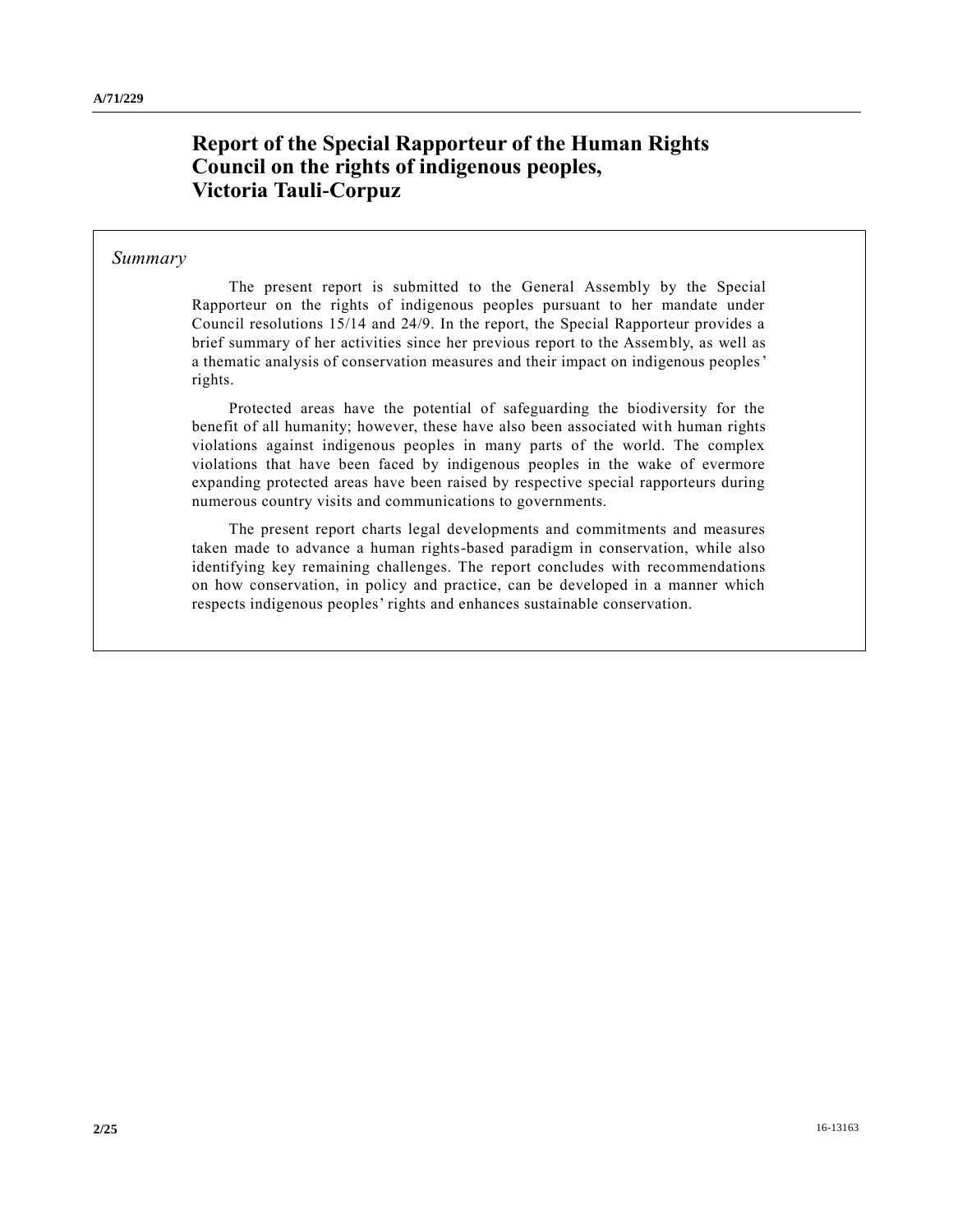# Report of the Special Rapporteur of the Human Rights Council on the rights of indigenous peoples, Victoria Tauli-Corpuz

*Summary*

The present report is submitted to the General Assembly by the Special Rapporteur on the rights of indigenous peoples pursuant to her mandate under Council resolutions 15/14 and 24/9. In the report, the Special Rapporteur provides a brief summary of her activities since her previous report to the Assembly, as well as a thematic analysis of conservation measures and their impact on indigenous peoples' rights.

Protected areas have the potential of safeguarding the biodiversity for the benefit of all humanity; however, these have also been associated with human rights violations against indigenous peoples in many parts of the world. The complex violations that have been faced by indigenous peoples in the wake of evermore expanding protected areas have been raised by respective special rapporteurs during numerous country visits and communications to governments.

The present report charts legal developments and commitments and measures taken made to advance a human rights-based paradigm in conservation, while also identifying key remaining challenges. The report concludes with recommendations on how conservation, in policy and practice, can be developed in a manner which respects indigenous peoples' rights and enhances sustainable conservation.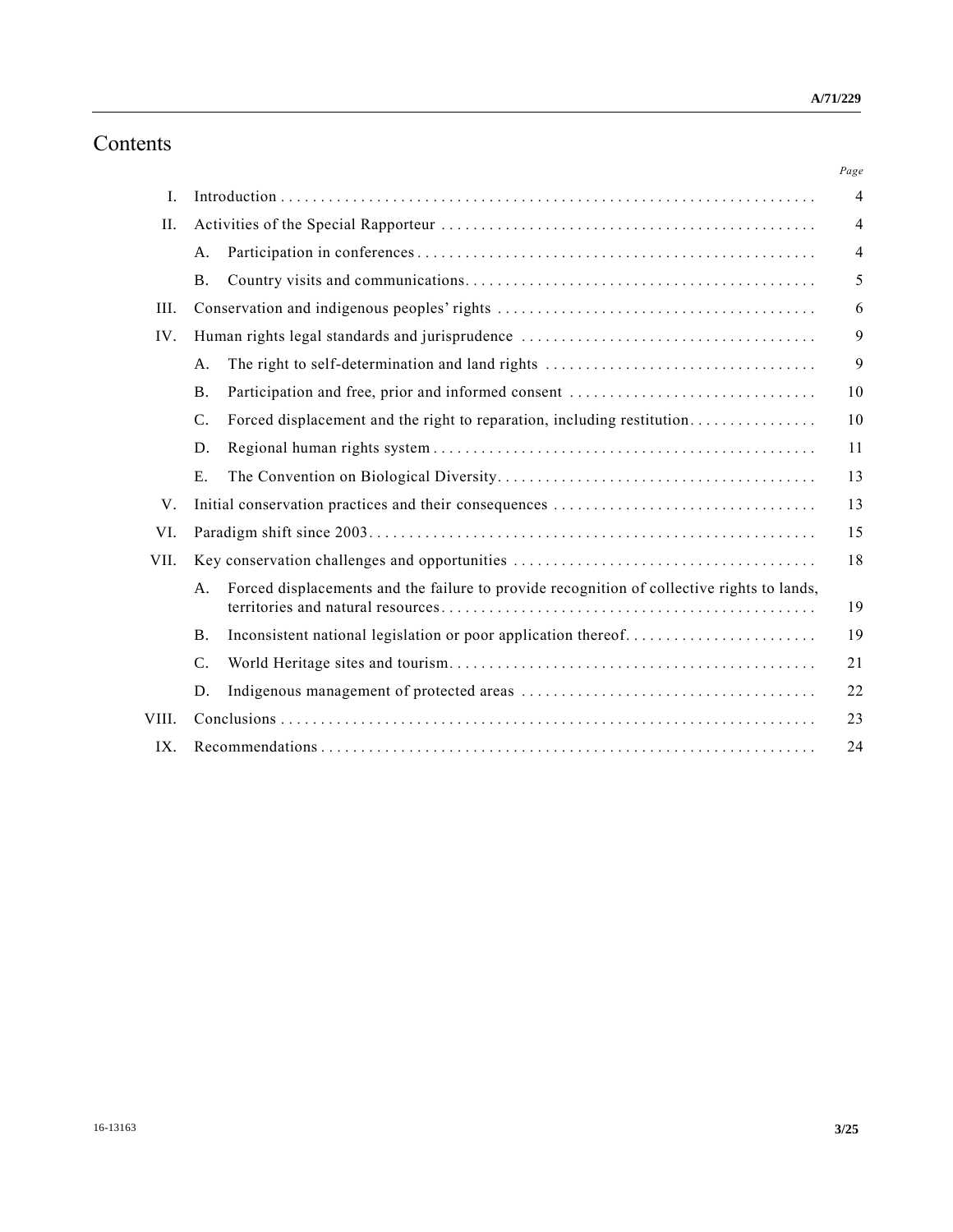# Contents

| | | Page |
|---|---|---|
| I. | Introduction | 4 |
| II. | Activities of the Special Rapporteur | 4 |
| | A. Participation in conferences | 4 |
| | B. Country visits and communications | 5 |
| III. | Conservation and indigenous peoples' rights | 6 |
| IV. | Human rights legal standards and jurisprudence | 9 |
| | A. The right to self-determination and land rights | 9 |
| | B. Participation and free, prior and informed consent | 10 |
| | C. Forced displacement and the right to reparation, including restitution | 10 |
| | D. Regional human rights system | 11 |
| | E. The Convention on Biological Diversity | 13 |
| V. | Initial conservation practices and their consequences | 13 |
| VI. | Paradigm shift since 2003 | 15 |
| VII. | Key conservation challenges and opportunities | 18 |
| | A. Forced displacements and the failure to provide recognition of collective rights to lands, territories and natural resources | 19 |
| | B. Inconsistent national legislation or poor application thereof | 19 |
| | C. World Heritage sites and tourism | 21 |
| | D. Indigenous management of protected areas | 22 |
| VIII. | Conclusions | 23 |
| IX. | Recommendations | 24 |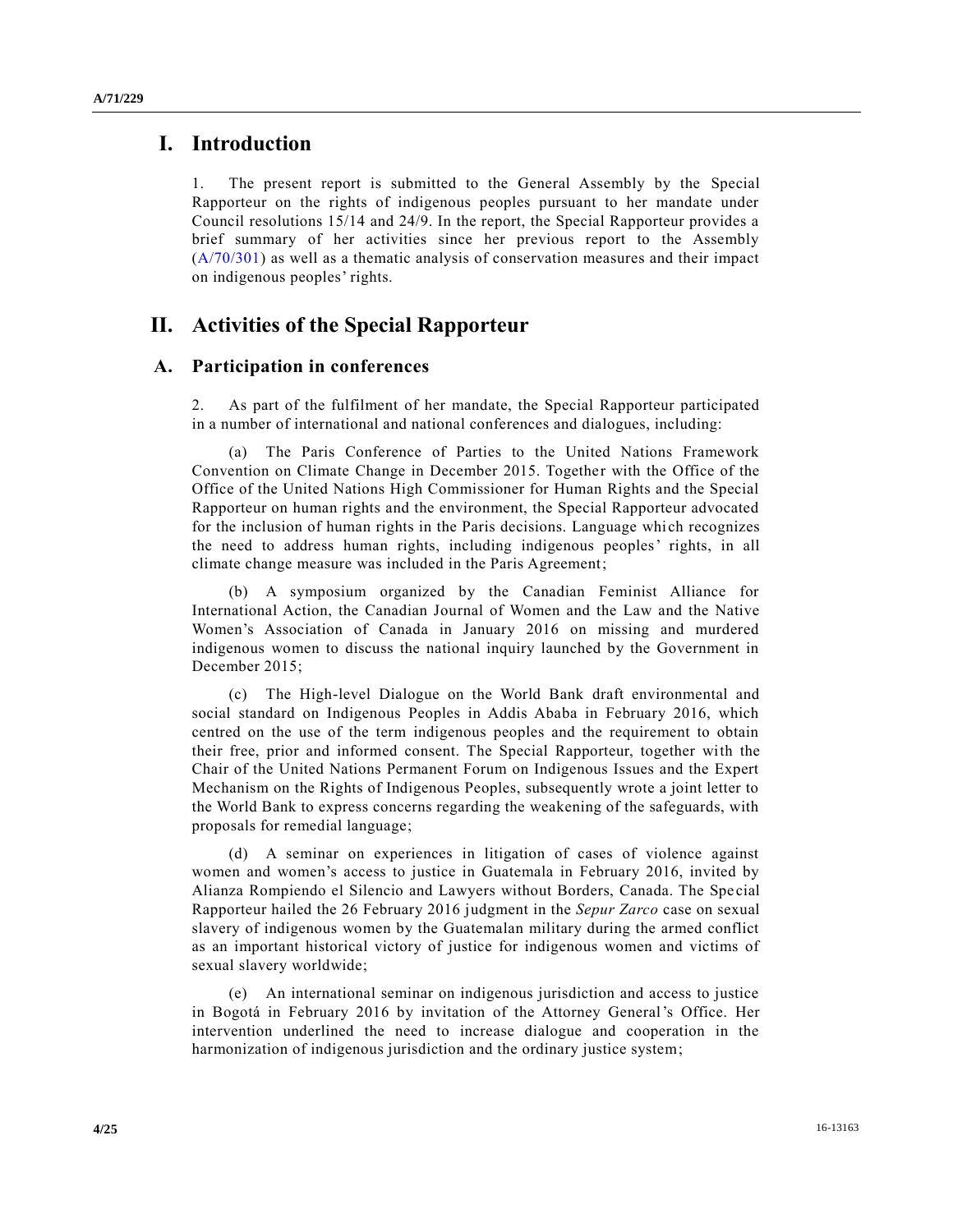# I. Introduction

1. The present report is submitted to the General Assembly by the Special Rapporteur on the rights of indigenous peoples pursuant to her mandate under Council resolutions 15/14 and 24/9. In the report, the Special Rapporteur provides a brief summary of her activities since her previous report to the Assembly (A/70/301) as well as a thematic analysis of conservation measures and their impact on indigenous peoples' rights.

# II. Activities of the Special Rapporteur

## A. Participation in conferences

2. As part of the fulfilment of her mandate, the Special Rapporteur participated in a number of international and national conferences and dialogues, including:

(a) The Paris Conference of Parties to the United Nations Framework Convention on Climate Change in December 2015. Together with the Office of the Office of the United Nations High Commissioner for Human Rights and the Special Rapporteur on human rights and the environment, the Special Rapporteur advocated for the inclusion of human rights in the Paris decisions. Language which recognizes the need to address human rights, including indigenous peoples' rights, in all climate change measure was included in the Paris Agreement;

(b) A symposium organized by the Canadian Feminist Alliance for International Action, the Canadian Journal of Women and the Law and the Native Women's Association of Canada in January 2016 on missing and murdered indigenous women to discuss the national inquiry launched by the Government in December 2015;

(c) The High-level Dialogue on the World Bank draft environmental and social standard on Indigenous Peoples in Addis Ababa in February 2016, which centred on the use of the term indigenous peoples and the requirement to obtain their free, prior and informed consent. The Special Rapporteur, together with the Chair of the United Nations Permanent Forum on Indigenous Issues and the Expert Mechanism on the Rights of Indigenous Peoples, subsequently wrote a joint letter to the World Bank to express concerns regarding the weakening of the safeguards, with proposals for remedial language;

(d) A seminar on experiences in litigation of cases of violence against women and women's access to justice in Guatemala in February 2016, invited by Alianza Rompiendo el Silencio and Lawyers without Borders, Canada. The Special Rapporteur hailed the 26 February 2016 judgment in the *Sepur Zarco* case on sexual slavery of indigenous women by the Guatemalan military during the armed conflict as an important historical victory of justice for indigenous women and victims of sexual slavery worldwide;

(e) An international seminar on indigenous jurisdiction and access to justice in Bogotá in February 2016 by invitation of the Attorney General's Office. Her intervention underlined the need to increase dialogue and cooperation in the harmonization of indigenous jurisdiction and the ordinary justice system;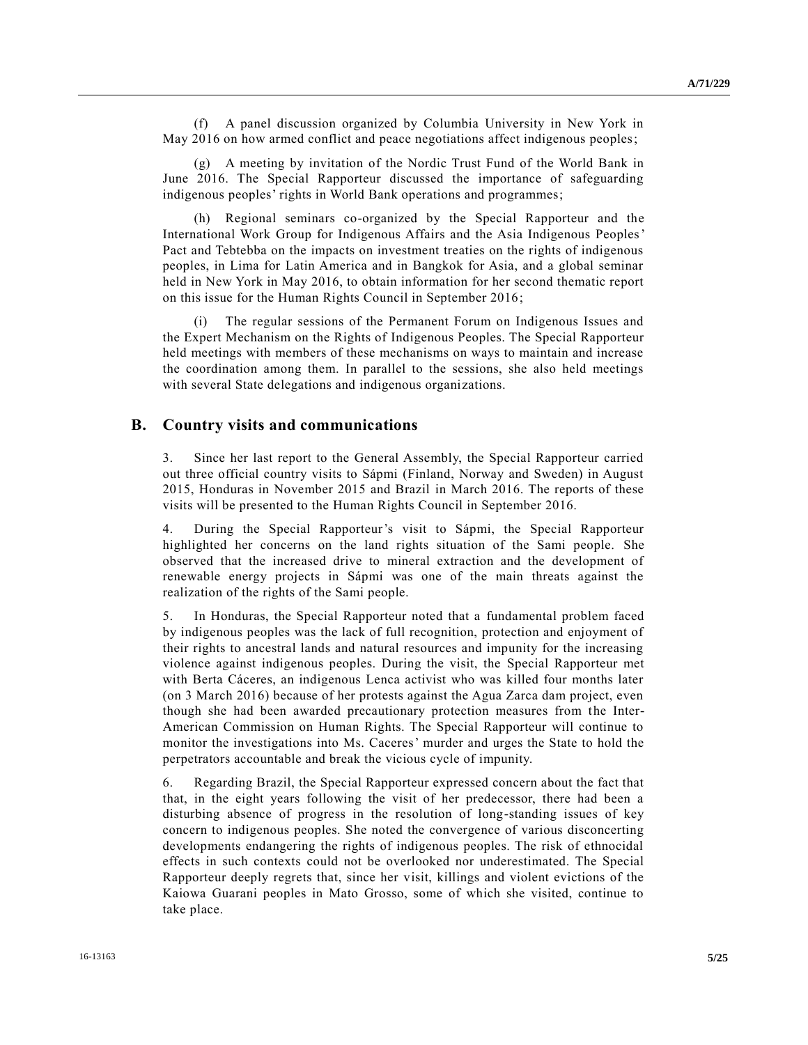(f) A panel discussion organized by Columbia University in New York in May 2016 on how armed conflict and peace negotiations affect indigenous peoples;

(g) A meeting by invitation of the Nordic Trust Fund of the World Bank in June 2016. The Special Rapporteur discussed the importance of safeguarding indigenous peoples' rights in World Bank operations and programmes;

(h) Regional seminars co-organized by the Special Rapporteur and the International Work Group for Indigenous Affairs and the Asia Indigenous Peoples' Pact and Tebtebba on the impacts on investment treaties on the rights of indigenous peoples, in Lima for Latin America and in Bangkok for Asia, and a global seminar held in New York in May 2016, to obtain information for her second thematic report on this issue for the Human Rights Council in September 2016;

(i) The regular sessions of the Permanent Forum on Indigenous Issues and the Expert Mechanism on the Rights of Indigenous Peoples. The Special Rapporteur held meetings with members of these mechanisms on ways to maintain and increase the coordination among them. In parallel to the sessions, she also held meetings with several State delegations and indigenous organizations.

## B. Country visits and communications

3. Since her last report to the General Assembly, the Special Rapporteur carried out three official country visits to Sápmi (Finland, Norway and Sweden) in August 2015, Honduras in November 2015 and Brazil in March 2016. The reports of these visits will be presented to the Human Rights Council in September 2016.

4. During the Special Rapporteur's visit to Sápmi, the Special Rapporteur highlighted her concerns on the land rights situation of the Sami people. She observed that the increased drive to mineral extraction and the development of renewable energy projects in Sápmi was one of the main threats against the realization of the rights of the Sami people.

5. In Honduras, the Special Rapporteur noted that a fundamental problem faced by indigenous peoples was the lack of full recognition, protection and enjoyment of their rights to ancestral lands and natural resources and impunity for the increasing violence against indigenous peoples. During the visit, the Special Rapporteur met with Berta Cáceres, an indigenous Lenca activist who was killed four months later (on 3 March 2016) because of her protests against the Agua Zarca dam project, even though she had been awarded precautionary protection measures from the Inter-American Commission on Human Rights. The Special Rapporteur will continue to monitor the investigations into Ms. Caceres' murder and urges the State to hold the perpetrators accountable and break the vicious cycle of impunity.

6. Regarding Brazil, the Special Rapporteur expressed concern about the fact that that, in the eight years following the visit of her predecessor, there had been a disturbing absence of progress in the resolution of long-standing issues of key concern to indigenous peoples. She noted the convergence of various disconcerting developments endangering the rights of indigenous peoples. The risk of ethnocidal effects in such contexts could not be overlooked nor underestimated. The Special Rapporteur deeply regrets that, since her visit, killings and violent evictions of the Kaiowa Guarani peoples in Mato Grosso, some of which she visited, continue to take place.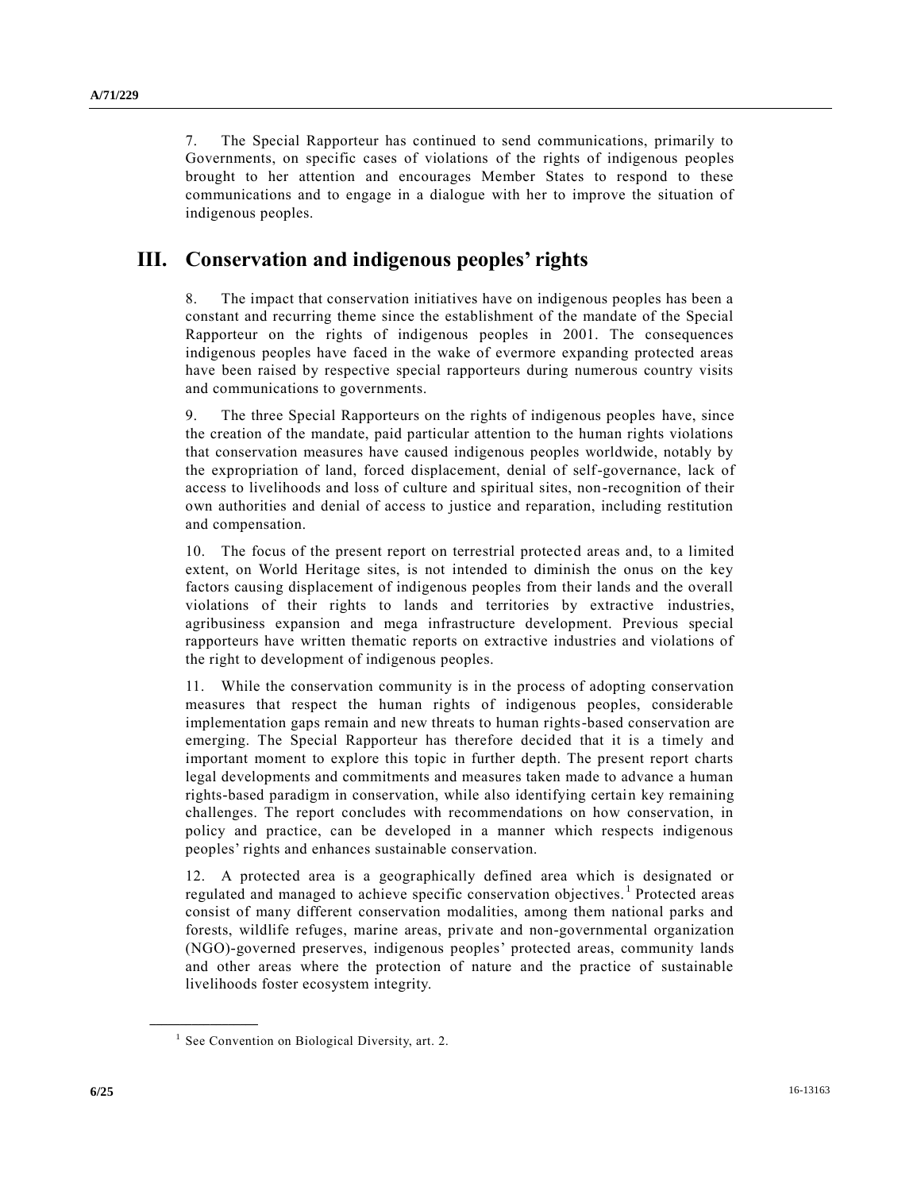7. The Special Rapporteur has continued to send communications, primarily to Governments, on specific cases of violations of the rights of indigenous peoples brought to her attention and encourages Member States to respond to these communications and to engage in a dialogue with her to improve the situation of indigenous peoples.

## III. Conservation and indigenous peoples' rights

8. The impact that conservation initiatives have on indigenous peoples has been a constant and recurring theme since the establishment of the mandate of the Special Rapporteur on the rights of indigenous peoples in 2001. The consequences indigenous peoples have faced in the wake of evermore expanding protected areas have been raised by respective special rapporteurs during numerous country visits and communications to governments.

9. The three Special Rapporteurs on the rights of indigenous peoples have, since the creation of the mandate, paid particular attention to the human rights violations that conservation measures have caused indigenous peoples worldwide, notably by the expropriation of land, forced displacement, denial of self-governance, lack of access to livelihoods and loss of culture and spiritual sites, non-recognition of their own authorities and denial of access to justice and reparation, including restitution and compensation.

10. The focus of the present report on terrestrial protected areas and, to a limited extent, on World Heritage sites, is not intended to diminish the onus on the key factors causing displacement of indigenous peoples from their lands and the overall violations of their rights to lands and territories by extractive industries, agribusiness expansion and mega infrastructure development. Previous special rapporteurs have written thematic reports on extractive industries and violations of the right to development of indigenous peoples.

11. While the conservation community is in the process of adopting conservation measures that respect the human rights of indigenous peoples, considerable implementation gaps remain and new threats to human rights-based conservation are emerging. The Special Rapporteur has therefore decided that it is a timely and important moment to explore this topic in further depth. The present report charts legal developments and commitments and measures taken made to advance a human rights-based paradigm in conservation, while also identifying certain key remaining challenges. The report concludes with recommendations on how conservation, in policy and practice, can be developed in a manner which respects indigenous peoples' rights and enhances sustainable conservation.

12. A protected area is a geographically defined area which is designated or regulated and managed to achieve specific conservation objectives.[1] Protected areas consist of many different conservation modalities, among them national parks and forests, wildlife refuges, marine areas, private and non-governmental organization (NGO)-governed preserves, indigenous peoples' protected areas, community lands and other areas where the protection of nature and the practice of sustainable livelihoods foster ecosystem integrity.

---

[1] See Convention on Biological Diversity, art. 2.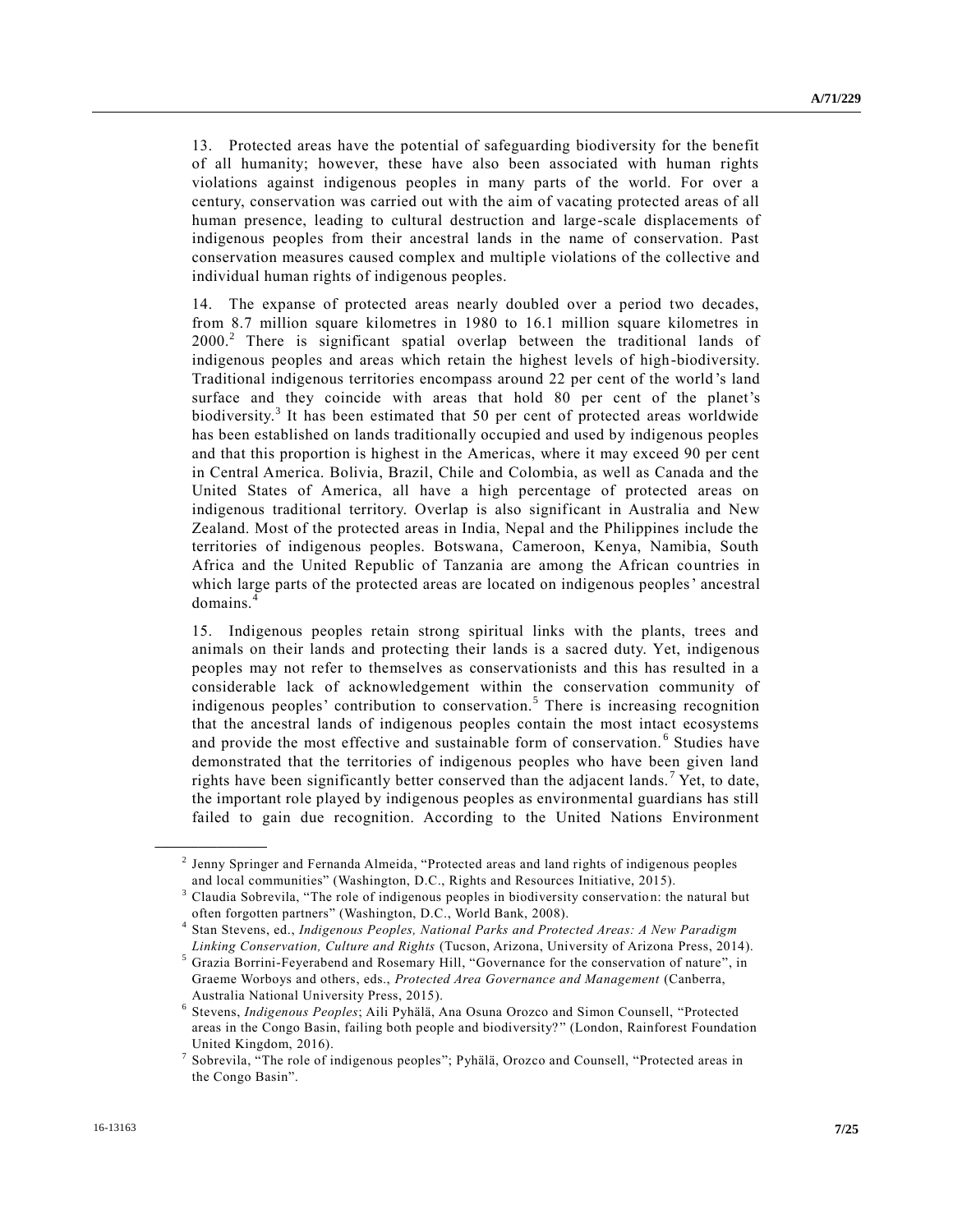13. Protected areas have the potential of safeguarding biodiversity for the benefit of all humanity; however, these have also been associated with human rights violations against indigenous peoples in many parts of the world. For over a century, conservation was carried out with the aim of vacating protected areas of all human presence, leading to cultural destruction and large-scale displacements of indigenous peoples from their ancestral lands in the name of conservation. Past conservation measures caused complex and multiple violations of the collective and individual human rights of indigenous peoples.

14. The expanse of protected areas nearly doubled over a period two decades, from 8.7 million square kilometres in 1980 to 16.1 million square kilometres in 2000.[2] There is significant spatial overlap between the traditional lands of indigenous peoples and areas which retain the highest levels of high-biodiversity. Traditional indigenous territories encompass around 22 per cent of the world's land surface and they coincide with areas that hold 80 per cent of the planet's biodiversity.[3] It has been estimated that 50 per cent of protected areas worldwide has been established on lands traditionally occupied and used by indigenous peoples and that this proportion is highest in the Americas, where it may exceed 90 per cent in Central America. Bolivia, Brazil, Chile and Colombia, as well as Canada and the United States of America, all have a high percentage of protected areas on indigenous traditional territory. Overlap is also significant in Australia and New Zealand. Most of the protected areas in India, Nepal and the Philippines include the territories of indigenous peoples. Botswana, Cameroon, Kenya, Namibia, South Africa and the United Republic of Tanzania are among the African countries in which large parts of the protected areas are located on indigenous peoples' ancestral domains.[4]

15. Indigenous peoples retain strong spiritual links with the plants, trees and animals on their lands and protecting their lands is a sacred duty. Yet, indigenous peoples may not refer to themselves as conservationists and this has resulted in a considerable lack of acknowledgement within the conservation community of indigenous peoples' contribution to conservation.[5] There is increasing recognition that the ancestral lands of indigenous peoples contain the most intact ecosystems and provide the most effective and sustainable form of conservation.[6] Studies have demonstrated that the territories of indigenous peoples who have been given land rights have been significantly better conserved than the adjacent lands.[7] Yet, to date, the important role played by indigenous peoples as environmental guardians has still failed to gain due recognition. According to the United Nations Environment

---

[2] Jenny Springer and Fernanda Almeida, "Protected areas and land rights of indigenous peoples and local communities" (Washington, D.C., Rights and Resources Initiative, 2015).

[3] Claudia Sobrevila, "The role of indigenous peoples in biodiversity conservation: the natural but often forgotten partners" (Washington, D.C., World Bank, 2008).

[4] Stan Stevens, ed., *Indigenous Peoples, National Parks and Protected Areas: A New Paradigm Linking Conservation, Culture and Rights* (Tucson, Arizona, University of Arizona Press, 2014).

[5] Grazia Borrini-Feyerabend and Rosemary Hill, "Governance for the conservation of nature", in Graeme Worboys and others, eds., *Protected Area Governance and Management* (Canberra, Australia National University Press, 2015).

[6] Stevens, *Indigenous Peoples*; Aili Pyhälä, Ana Osuna Orozco and Simon Counsell, "Protected areas in the Congo Basin, failing both people and biodiversity?" (London, Rainforest Foundation United Kingdom, 2016).

[7] Sobrevila, "The role of indigenous peoples"; Pyhälä, Orozco and Counsell, "Protected areas in the Congo Basin".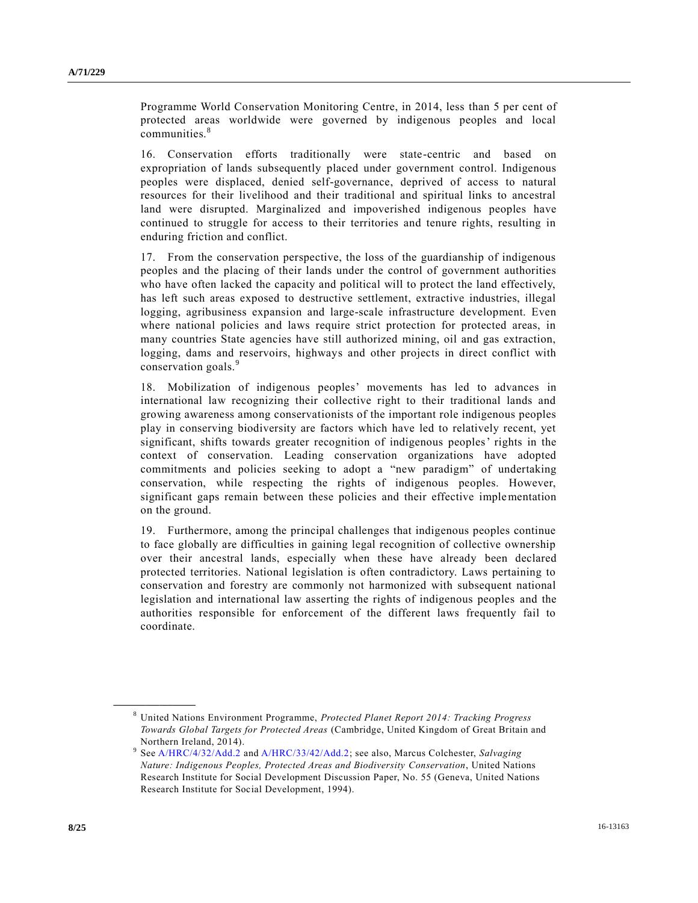Programme World Conservation Monitoring Centre, in 2014, less than 5 per cent of protected areas worldwide were governed by indigenous peoples and local communities.[8]

16. Conservation efforts traditionally were state-centric and based on expropriation of lands subsequently placed under government control. Indigenous peoples were displaced, denied self-governance, deprived of access to natural resources for their livelihood and their traditional and spiritual links to ancestral land were disrupted. Marginalized and impoverished indigenous peoples have continued to struggle for access to their territories and tenure rights, resulting in enduring friction and conflict.

17. From the conservation perspective, the loss of the guardianship of indigenous peoples and the placing of their lands under the control of government authorities who have often lacked the capacity and political will to protect the land effectively, has left such areas exposed to destructive settlement, extractive industries, illegal logging, agribusiness expansion and large-scale infrastructure development. Even where national policies and laws require strict protection for protected areas, in many countries State agencies have still authorized mining, oil and gas extraction, logging, dams and reservoirs, highways and other projects in direct conflict with conservation goals.[9]

18. Mobilization of indigenous peoples' movements has led to advances in international law recognizing their collective right to their traditional lands and growing awareness among conservationists of the important role indigenous peoples play in conserving biodiversity are factors which have led to relatively recent, yet significant, shifts towards greater recognition of indigenous peoples' rights in the context of conservation. Leading conservation organizations have adopted commitments and policies seeking to adopt a "new paradigm" of undertaking conservation, while respecting the rights of indigenous peoples. However, significant gaps remain between these policies and their effective implementation on the ground.

19. Furthermore, among the principal challenges that indigenous peoples continue to face globally are difficulties in gaining legal recognition of collective ownership over their ancestral lands, especially when these have already been declared protected territories. National legislation is often contradictory. Laws pertaining to conservation and forestry are commonly not harmonized with subsequent national legislation and international law asserting the rights of indigenous peoples and the authorities responsible for enforcement of the different laws frequently fail to coordinate.

---

[8] United Nations Environment Programme, *Protected Planet Report 2014: Tracking Progress Towards Global Targets for Protected Areas* (Cambridge, United Kingdom of Great Britain and Northern Ireland, 2014).

[9] See A/HRC/4/32/Add.2 and A/HRC/33/42/Add.2; see also, Marcus Colchester, *Salvaging Nature: Indigenous Peoples, Protected Areas and Biodiversity Conservation*, United Nations Research Institute for Social Development Discussion Paper, No. 55 (Geneva, United Nations Research Institute for Social Development, 1994).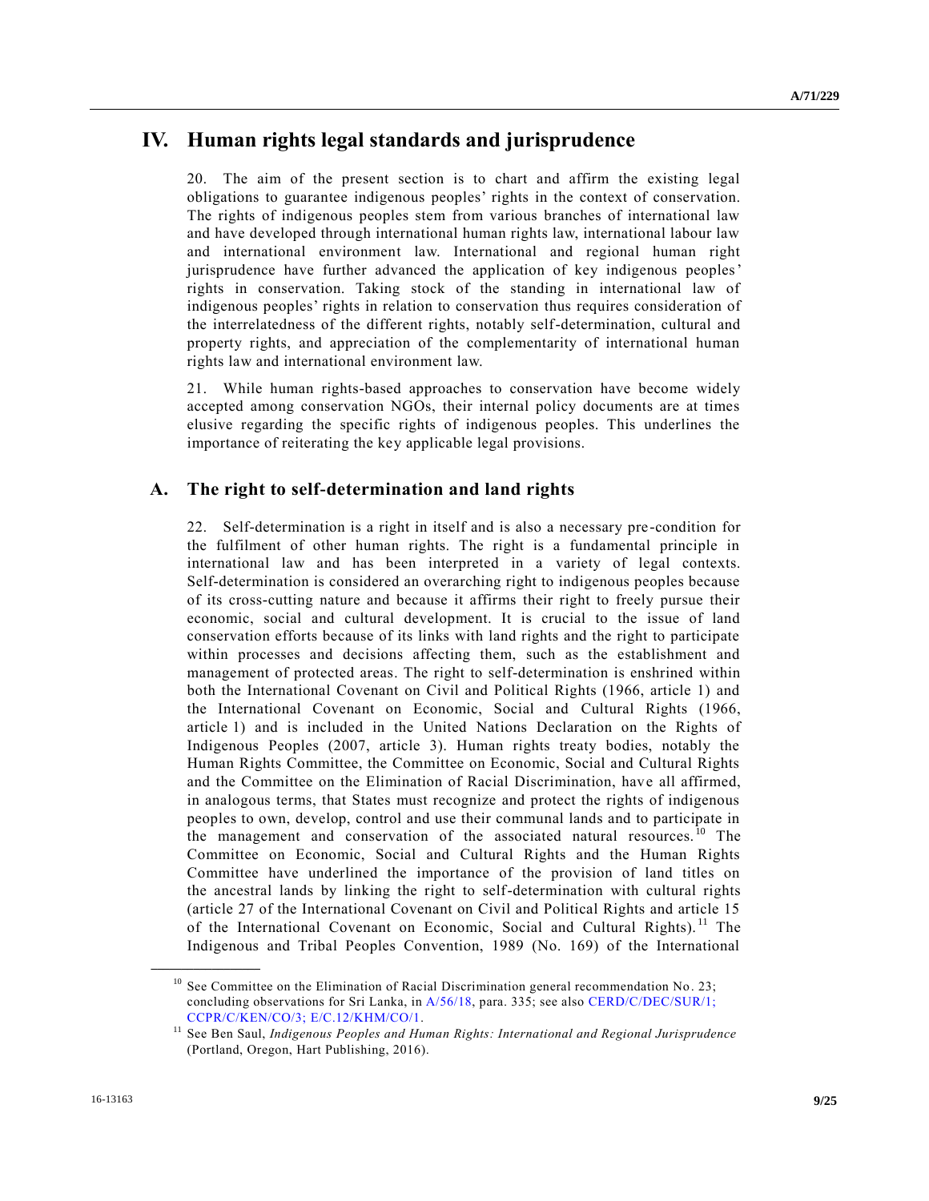# IV. Human rights legal standards and jurisprudence

20. The aim of the present section is to chart and affirm the existing legal obligations to guarantee indigenous peoples' rights in the context of conservation. The rights of indigenous peoples stem from various branches of international law and have developed through international human rights law, international labour law and international environment law. International and regional human right jurisprudence have further advanced the application of key indigenous peoples' rights in conservation. Taking stock of the standing in international law of indigenous peoples' rights in relation to conservation thus requires consideration of the interrelatedness of the different rights, notably self-determination, cultural and property rights, and appreciation of the complementarity of international human rights law and international environment law.

21. While human rights-based approaches to conservation have become widely accepted among conservation NGOs, their internal policy documents are at times elusive regarding the specific rights of indigenous peoples. This underlines the importance of reiterating the key applicable legal provisions.

## A. The right to self-determination and land rights

22. Self-determination is a right in itself and is also a necessary pre-condition for the fulfilment of other human rights. The right is a fundamental principle in international law and has been interpreted in a variety of legal contexts. Self-determination is considered an overarching right to indigenous peoples because of its cross-cutting nature and because it affirms their right to freely pursue their economic, social and cultural development. It is crucial to the issue of land conservation efforts because of its links with land rights and the right to participate within processes and decisions affecting them, such as the establishment and management of protected areas. The right to self-determination is enshrined within both the International Covenant on Civil and Political Rights (1966, article 1) and the International Covenant on Economic, Social and Cultural Rights (1966, article 1) and is included in the United Nations Declaration on the Rights of Indigenous Peoples (2007, article 3). Human rights treaty bodies, notably the Human Rights Committee, the Committee on Economic, Social and Cultural Rights and the Committee on the Elimination of Racial Discrimination, have all affirmed, in analogous terms, that States must recognize and protect the rights of indigenous peoples to own, develop, control and use their communal lands and to participate in the management and conservation of the associated natural resources.[10] The Committee on Economic, Social and Cultural Rights and the Human Rights Committee have underlined the importance of the provision of land titles on the ancestral lands by linking the right to self-determination with cultural rights (article 27 of the International Covenant on Civil and Political Rights and article 15 of the International Covenant on Economic, Social and Cultural Rights).[11] The Indigenous and Tribal Peoples Convention, 1989 (No. 169) of the International

[10] See Committee on the Elimination of Racial Discrimination general recommendation No. 23; concluding observations for Sri Lanka, in A/56/18, para. 335; see also CERD/C/DEC/SUR/1; CCPR/C/KEN/CO/3; E/C.12/KHM/CO/1.

[11] See Ben Saul, *Indigenous Peoples and Human Rights: International and Regional Jurisprudence* (Portland, Oregon, Hart Publishing, 2016).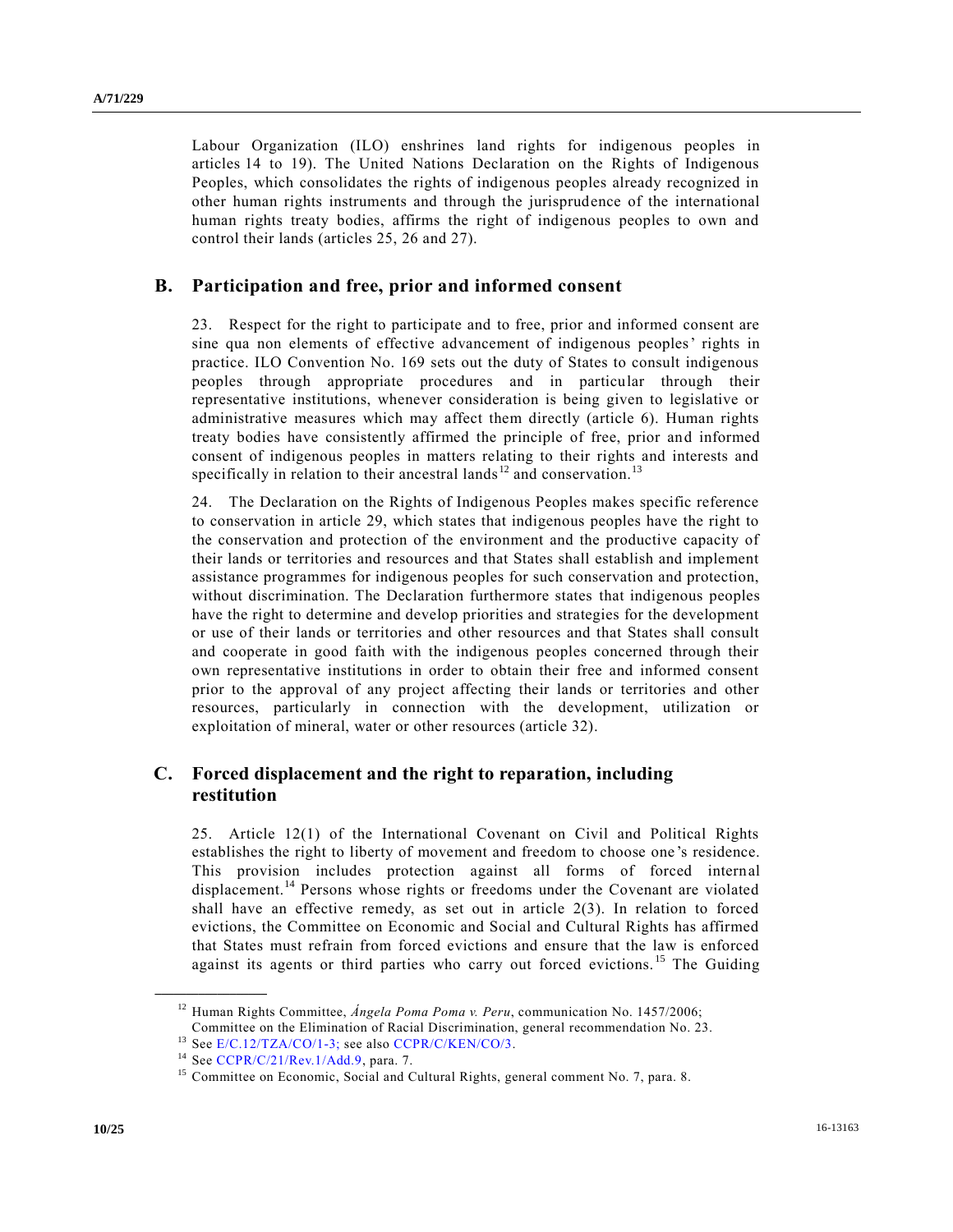Labour Organization (ILO) enshrines land rights for indigenous peoples in articles 14 to 19). The United Nations Declaration on the Rights of Indigenous Peoples, which consolidates the rights of indigenous peoples already recognized in other human rights instruments and through the jurisprudence of the international human rights treaty bodies, affirms the right of indigenous peoples to own and control their lands (articles 25, 26 and 27).

## B. Participation and free, prior and informed consent

23. Respect for the right to participate and to free, prior and informed consent are sine qua non elements of effective advancement of indigenous peoples' rights in practice. ILO Convention No. 169 sets out the duty of States to consult indigenous peoples through appropriate procedures and in particular through their representative institutions, whenever consideration is being given to legislative or administrative measures which may affect them directly (article 6). Human rights treaty bodies have consistently affirmed the principle of free, prior and informed consent of indigenous peoples in matters relating to their rights and interests and specifically in relation to their ancestral lands[12] and conservation.[13]

24. The Declaration on the Rights of Indigenous Peoples makes specific reference to conservation in article 29, which states that indigenous peoples have the right to the conservation and protection of the environment and the productive capacity of their lands or territories and resources and that States shall establish and implement assistance programmes for indigenous peoples for such conservation and protection, without discrimination. The Declaration furthermore states that indigenous peoples have the right to determine and develop priorities and strategies for the development or use of their lands or territories and other resources and that States shall consult and cooperate in good faith with the indigenous peoples concerned through their own representative institutions in order to obtain their free and informed consent prior to the approval of any project affecting their lands or territories and other resources, particularly in connection with the development, utilization or exploitation of mineral, water or other resources (article 32).

## C. Forced displacement and the right to reparation, including restitution

25. Article 12(1) of the International Covenant on Civil and Political Rights establishes the right to liberty of movement and freedom to choose one's residence. This provision includes protection against all forms of forced internal displacement.[14] Persons whose rights or freedoms under the Covenant are violated shall have an effective remedy, as set out in article 2(3). In relation to forced evictions, the Committee on Economic and Social and Cultural Rights has affirmed that States must refrain from forced evictions and ensure that the law is enforced against its agents or third parties who carry out forced evictions.[15] The Guiding

---

[12] Human Rights Committee, *Ángela Poma Poma v. Peru*, communication No. 1457/2006; Committee on the Elimination of Racial Discrimination, general recommendation No. 23.

[13] See E/C.12/TZA/CO/1-3; see also CCPR/C/KEN/CO/3.

[14] See CCPR/C/21/Rev.1/Add.9, para. 7.

[15] Committee on Economic, Social and Cultural Rights, general comment No. 7, para. 8.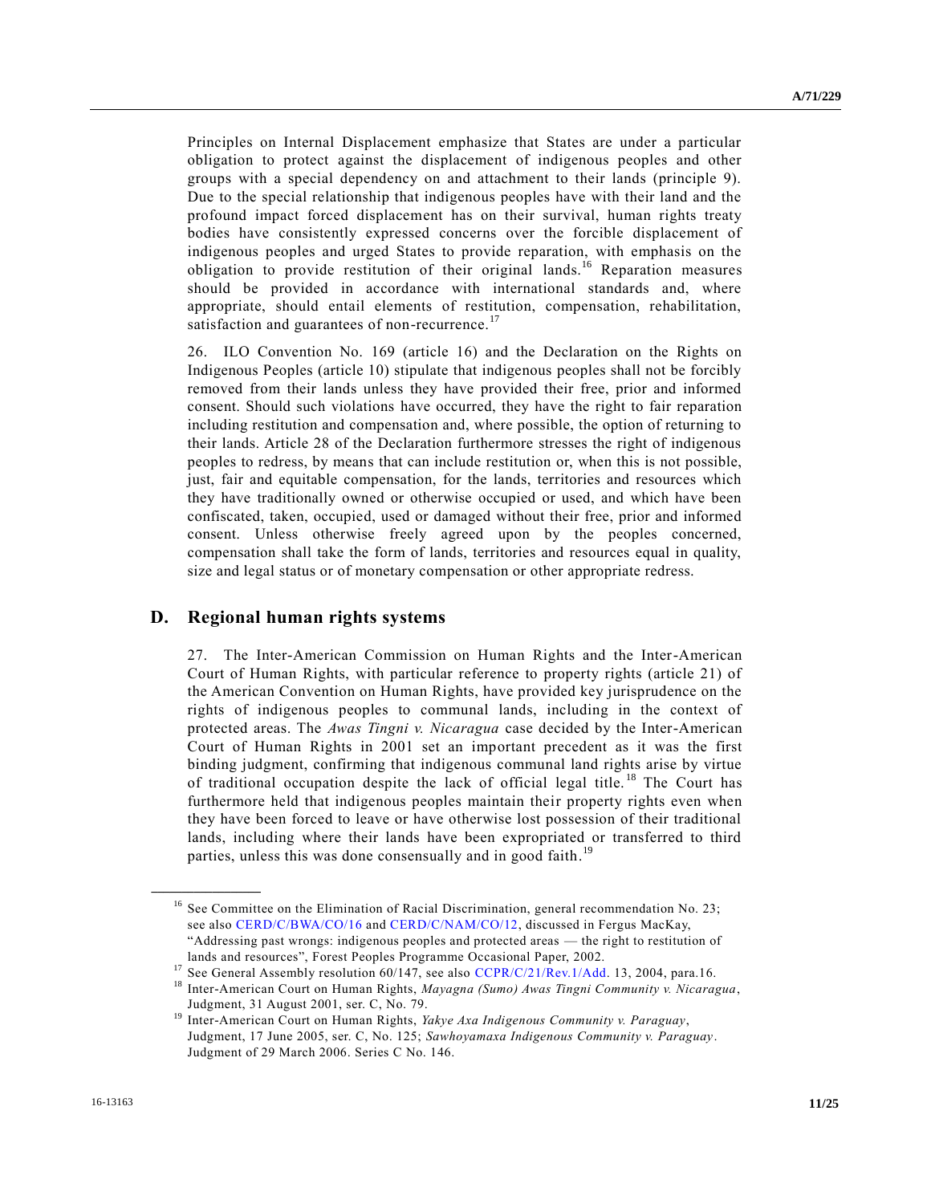Principles on Internal Displacement emphasize that States are under a particular obligation to protect against the displacement of indigenous peoples and other groups with a special dependency on and attachment to their lands (principle 9). Due to the special relationship that indigenous peoples have with their land and the profound impact forced displacement has on their survival, human rights treaty bodies have consistently expressed concerns over the forcible displacement of indigenous peoples and urged States to provide reparation, with emphasis on the obligation to provide restitution of their original lands.[16] Reparation measures should be provided in accordance with international standards and, where appropriate, should entail elements of restitution, compensation, rehabilitation, satisfaction and guarantees of non-recurrence.[17]

26. ILO Convention No. 169 (article 16) and the Declaration on the Rights on Indigenous Peoples (article 10) stipulate that indigenous peoples shall not be forcibly removed from their lands unless they have provided their free, prior and informed consent. Should such violations have occurred, they have the right to fair reparation including restitution and compensation and, where possible, the option of returning to their lands. Article 28 of the Declaration furthermore stresses the right of indigenous peoples to redress, by means that can include restitution or, when this is not possible, just, fair and equitable compensation, for the lands, territories and resources which they have traditionally owned or otherwise occupied or used, and which have been confiscated, taken, occupied, used or damaged without their free, prior and informed consent. Unless otherwise freely agreed upon by the peoples concerned, compensation shall take the form of lands, territories and resources equal in quality, size and legal status or of monetary compensation or other appropriate redress.

## D. Regional human rights systems

27. The Inter-American Commission on Human Rights and the Inter-American Court of Human Rights, with particular reference to property rights (article 21) of the American Convention on Human Rights, have provided key jurisprudence on the rights of indigenous peoples to communal lands, including in the context of protected areas. The *Awas Tingni v. Nicaragua* case decided by the Inter-American Court of Human Rights in 2001 set an important precedent as it was the first binding judgment, confirming that indigenous communal land rights arise by virtue of traditional occupation despite the lack of official legal title.[18] The Court has furthermore held that indigenous peoples maintain their property rights even when they have been forced to leave or have otherwise lost possession of their traditional lands, including where their lands have been expropriated or transferred to third parties, unless this was done consensually and in good faith.[19]

---

[16] See Committee on the Elimination of Racial Discrimination, general recommendation No. 23; see also CERD/C/BWA/CO/16 and CERD/C/NAM/CO/12, discussed in Fergus MacKay, "Addressing past wrongs: indigenous peoples and protected areas — the right to restitution of lands and resources", Forest Peoples Programme Occasional Paper, 2002.

[17] See General Assembly resolution 60/147, see also CCPR/C/21/Rev.1/Add. 13, 2004, para.16.

[18] Inter-American Court on Human Rights, *Mayagna (Sumo) Awas Tingni Community v. Nicaragua*, Judgment, 31 August 2001, ser. C, No. 79.

[19] Inter-American Court on Human Rights, *Yakye Axa Indigenous Community v. Paraguay*, Judgment, 17 June 2005, ser. C, No. 125; *Sawhoyamaxa Indigenous Community v. Paraguay*. Judgment of 29 March 2006. Series C No. 146.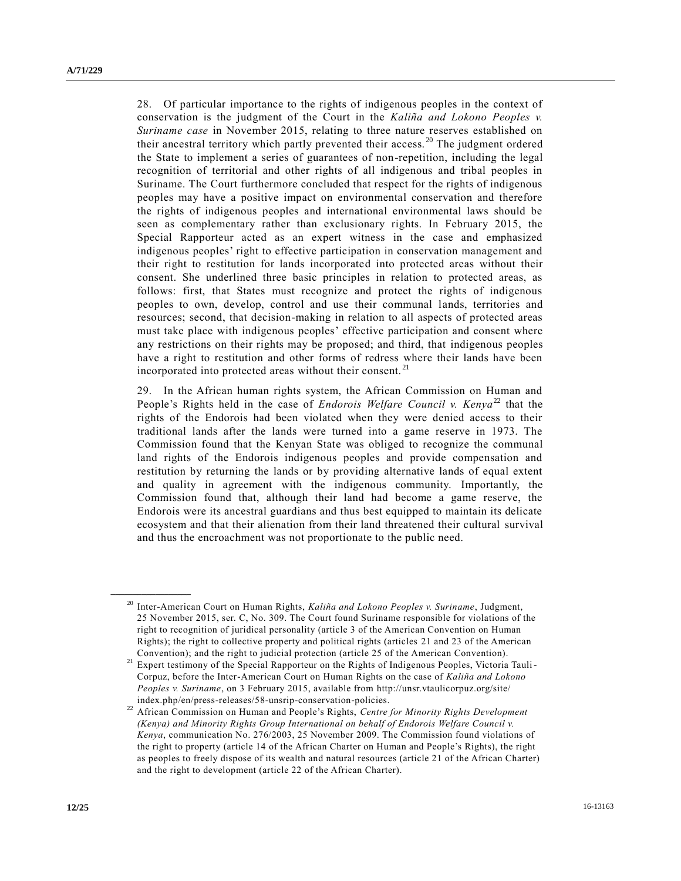28. Of particular importance to the rights of indigenous peoples in the context of conservation is the judgment of the Court in the *Kaliña and Lokono Peoples v. Suriname case* in November 2015, relating to three nature reserves established on their ancestral territory which partly prevented their access.[20] The judgment ordered the State to implement a series of guarantees of non-repetition, including the legal recognition of territorial and other rights of all indigenous and tribal peoples in Suriname. The Court furthermore concluded that respect for the rights of indigenous peoples may have a positive impact on environmental conservation and therefore the rights of indigenous peoples and international environmental laws should be seen as complementary rather than exclusionary rights. In February 2015, the Special Rapporteur acted as an expert witness in the case and emphasized indigenous peoples' right to effective participation in conservation management and their right to restitution for lands incorporated into protected areas without their consent. She underlined three basic principles in relation to protected areas, as follows: first, that States must recognize and protect the rights of indigenous peoples to own, develop, control and use their communal lands, territories and resources; second, that decision-making in relation to all aspects of protected areas must take place with indigenous peoples' effective participation and consent where any restrictions on their rights may be proposed; and third, that indigenous peoples have a right to restitution and other forms of redress where their lands have been incorporated into protected areas without their consent.[21]

29. In the African human rights system, the African Commission on Human and People's Rights held in the case of *Endorois Welfare Council v. Kenya*[22] that the rights of the Endorois had been violated when they were denied access to their traditional lands after the lands were turned into a game reserve in 1973. The Commission found that the Kenyan State was obliged to recognize the communal land rights of the Endorois indigenous peoples and provide compensation and restitution by returning the lands or by providing alternative lands of equal extent and quality in agreement with the indigenous community. Importantly, the Commission found that, although their land had become a game reserve, the Endorois were its ancestral guardians and thus best equipped to maintain its delicate ecosystem and that their alienation from their land threatened their cultural survival and thus the encroachment was not proportionate to the public need.

---

[20] Inter-American Court on Human Rights, *Kaliña and Lokono Peoples v. Suriname*, Judgment, 25 November 2015, ser. C, No. 309. The Court found Suriname responsible for violations of the right to recognition of juridical personality (article 3 of the American Convention on Human Rights); the right to collective property and political rights (articles 21 and 23 of the American Convention); and the right to judicial protection (article 25 of the American Convention).

[21] Expert testimony of the Special Rapporteur on the Rights of Indigenous Peoples, Victoria Tauli-Corpuz, before the Inter-American Court on Human Rights on the case of *Kaliña and Lokono Peoples v. Suriname*, on 3 February 2015, available from http://unsr.vtaulicorpuz.org/site/index.php/en/press-releases/58-unsrip-conservation-policies.

[22] African Commission on Human and People's Rights, *Centre for Minority Rights Development (Kenya) and Minority Rights Group International on behalf of Endorois Welfare Council v. Kenya*, communication No. 276/2003, 25 November 2009. The Commission found violations of the right to property (article 14 of the African Charter on Human and People's Rights), the right as peoples to freely dispose of its wealth and natural resources (article 21 of the African Charter) and the right to development (article 22 of the African Charter).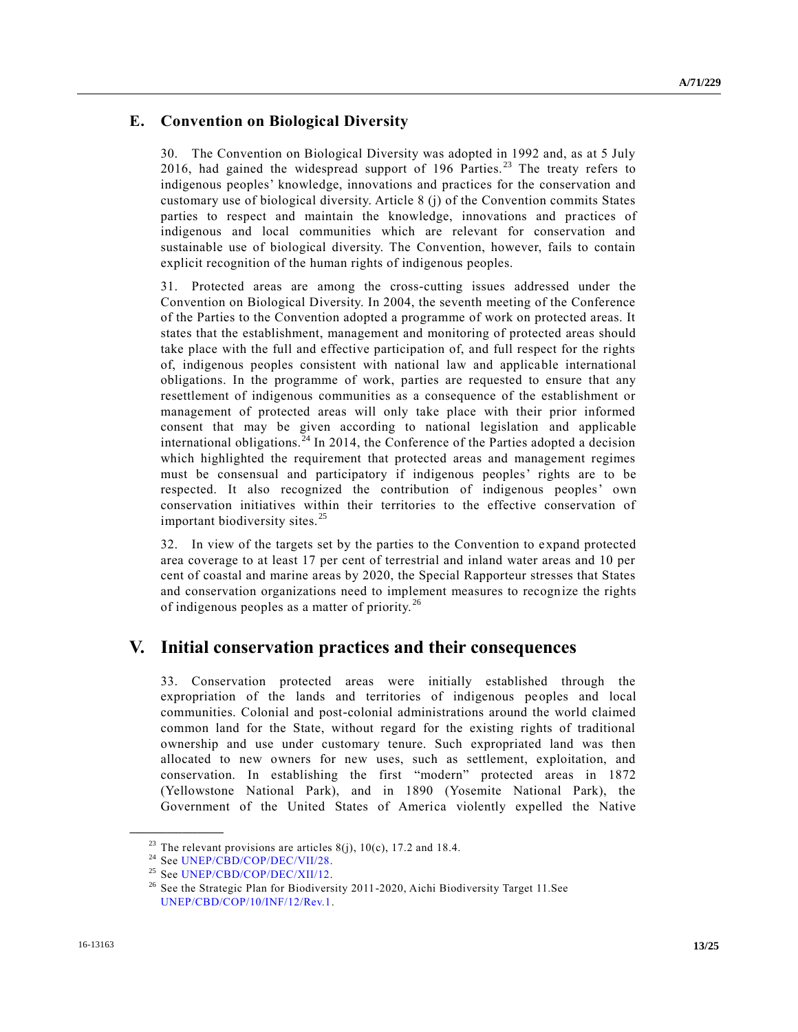## E. Convention on Biological Diversity

30. The Convention on Biological Diversity was adopted in 1992 and, as at 5 July 2016, had gained the widespread support of 196 Parties.[23] The treaty refers to indigenous peoples' knowledge, innovations and practices for the conservation and customary use of biological diversity. Article 8 (j) of the Convention commits States parties to respect and maintain the knowledge, innovations and practices of indigenous and local communities which are relevant for conservation and sustainable use of biological diversity. The Convention, however, fails to contain explicit recognition of the human rights of indigenous peoples.

31. Protected areas are among the cross-cutting issues addressed under the Convention on Biological Diversity. In 2004, the seventh meeting of the Conference of the Parties to the Convention adopted a programme of work on protected areas. It states that the establishment, management and monitoring of protected areas should take place with the full and effective participation of, and full respect for the rights of, indigenous peoples consistent with national law and applicable international obligations. In the programme of work, parties are requested to ensure that any resettlement of indigenous communities as a consequence of the establishment or management of protected areas will only take place with their prior informed consent that may be given according to national legislation and applicable international obligations.[24] In 2014, the Conference of the Parties adopted a decision which highlighted the requirement that protected areas and management regimes must be consensual and participatory if indigenous peoples' rights are to be respected. It also recognized the contribution of indigenous peoples' own conservation initiatives within their territories to the effective conservation of important biodiversity sites.[25]

32. In view of the targets set by the parties to the Convention to expand protected area coverage to at least 17 per cent of terrestrial and inland water areas and 10 per cent of coastal and marine areas by 2020, the Special Rapporteur stresses that States and conservation organizations need to implement measures to recognize the rights of indigenous peoples as a matter of priority.[26]

# V. Initial conservation practices and their consequences

33. Conservation protected areas were initially established through the expropriation of the lands and territories of indigenous peoples and local communities. Colonial and post-colonial administrations around the world claimed common land for the State, without regard for the existing rights of traditional ownership and use under customary tenure. Such expropriated land was then allocated to new owners for new uses, such as settlement, exploitation, and conservation. In establishing the first "modern" protected areas in 1872 (Yellowstone National Park), and in 1890 (Yosemite National Park), the Government of the United States of America violently expelled the Native

---

[23] The relevant provisions are articles 8(j), 10(c), 17.2 and 18.4.

[24] See UNEP/CBD/COP/DEC/VII/28.

[25] See UNEP/CBD/COP/DEC/XII/12.

[26] See the Strategic Plan for Biodiversity 2011-2020, Aichi Biodiversity Target 11.See UNEP/CBD/COP/10/INF/12/Rev.1.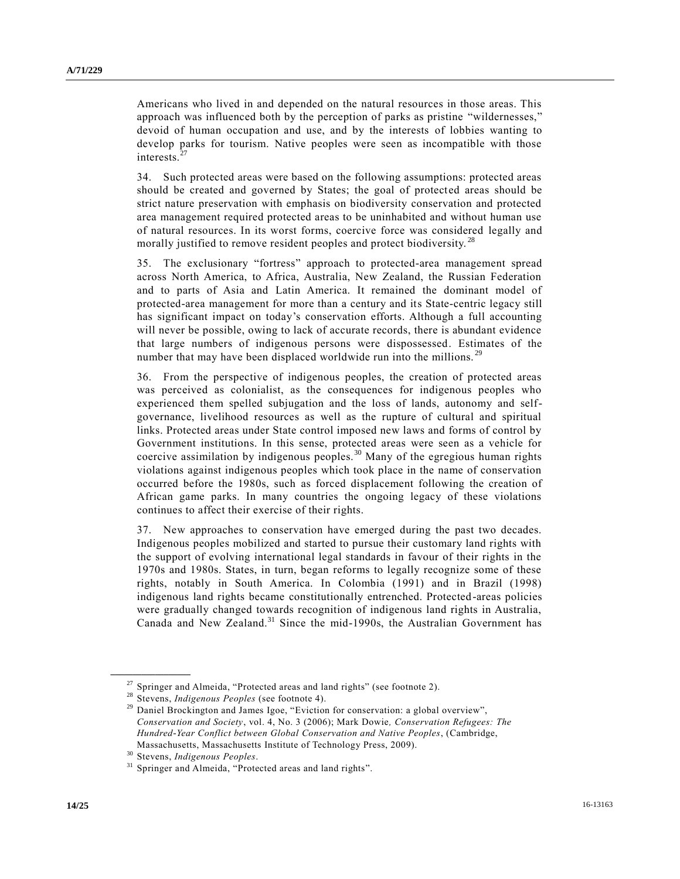Americans who lived in and depended on the natural resources in those areas. This approach was influenced both by the perception of parks as pristine "wildernesses," devoid of human occupation and use, and by the interests of lobbies wanting to develop parks for tourism. Native peoples were seen as incompatible with those interests.[27]

34. Such protected areas were based on the following assumptions: protected areas should be created and governed by States; the goal of protected areas should be strict nature preservation with emphasis on biodiversity conservation and protected area management required protected areas to be uninhabited and without human use of natural resources. In its worst forms, coercive force was considered legally and morally justified to remove resident peoples and protect biodiversity.[28]

35. The exclusionary "fortress" approach to protected-area management spread across North America, to Africa, Australia, New Zealand, the Russian Federation and to parts of Asia and Latin America. It remained the dominant model of protected-area management for more than a century and its State-centric legacy still has significant impact on today's conservation efforts. Although a full accounting will never be possible, owing to lack of accurate records, there is abundant evidence that large numbers of indigenous persons were dispossessed. Estimates of the number that may have been displaced worldwide run into the millions.[29]

36. From the perspective of indigenous peoples, the creation of protected areas was perceived as colonialist, as the consequences for indigenous peoples who experienced them spelled subjugation and the loss of lands, autonomy and self-governance, livelihood resources as well as the rupture of cultural and spiritual links. Protected areas under State control imposed new laws and forms of control by Government institutions. In this sense, protected areas were seen as a vehicle for coercive assimilation by indigenous peoples.[30] Many of the egregious human rights violations against indigenous peoples which took place in the name of conservation occurred before the 1980s, such as forced displacement following the creation of African game parks. In many countries the ongoing legacy of these violations continues to affect their exercise of their rights.

37. New approaches to conservation have emerged during the past two decades. Indigenous peoples mobilized and started to pursue their customary land rights with the support of evolving international legal standards in favour of their rights in the 1970s and 1980s. States, in turn, began reforms to legally recognize some of these rights, notably in South America. In Colombia (1991) and in Brazil (1998) indigenous land rights became constitutionally entrenched. Protected-areas policies were gradually changed towards recognition of indigenous land rights in Australia, Canada and New Zealand.[31] Since the mid-1990s, the Australian Government has

---

[27] Springer and Almeida, "Protected areas and land rights" (see footnote 2).

[28] Stevens, *Indigenous Peoples* (see footnote 4).

[29] Daniel Brockington and James Igoe, "Eviction for conservation: a global overview", *Conservation and Society*, vol. 4, No. 3 (2006); Mark Dowie, *Conservation Refugees: The Hundred-Year Conflict between Global Conservation and Native Peoples*, (Cambridge, Massachusetts, Massachusetts Institute of Technology Press, 2009).

[30] Stevens, *Indigenous Peoples*.

[31] Springer and Almeida, "Protected areas and land rights".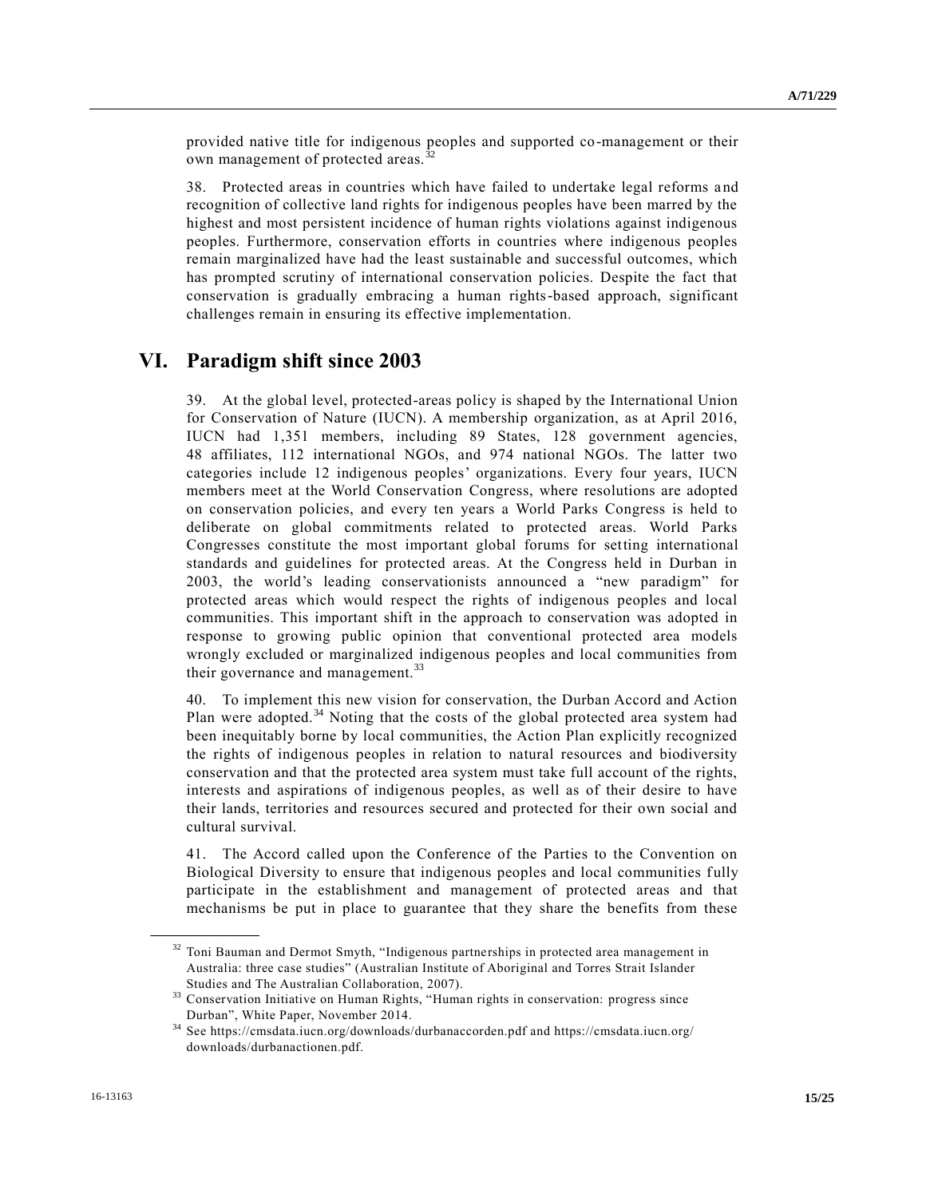provided native title for indigenous peoples and supported co-management or their own management of protected areas.[32]

38. Protected areas in countries which have failed to undertake legal reforms and recognition of collective land rights for indigenous peoples have been marred by the highest and most persistent incidence of human rights violations against indigenous peoples. Furthermore, conservation efforts in countries where indigenous peoples remain marginalized have had the least sustainable and successful outcomes, which has prompted scrutiny of international conservation policies. Despite the fact that conservation is gradually embracing a human rights-based approach, significant challenges remain in ensuring its effective implementation.

## VI. Paradigm shift since 2003

39. At the global level, protected-areas policy is shaped by the International Union for Conservation of Nature (IUCN). A membership organization, as at April 2016, IUCN had 1,351 members, including 89 States, 128 government agencies, 48 affiliates, 112 international NGOs, and 974 national NGOs. The latter two categories include 12 indigenous peoples' organizations. Every four years, IUCN members meet at the World Conservation Congress, where resolutions are adopted on conservation policies, and every ten years a World Parks Congress is held to deliberate on global commitments related to protected areas. World Parks Congresses constitute the most important global forums for setting international standards and guidelines for protected areas. At the Congress held in Durban in 2003, the world's leading conservationists announced a "new paradigm" for protected areas which would respect the rights of indigenous peoples and local communities. This important shift in the approach to conservation was adopted in response to growing public opinion that conventional protected area models wrongly excluded or marginalized indigenous peoples and local communities from their governance and management.[33]

40. To implement this new vision for conservation, the Durban Accord and Action Plan were adopted.[34] Noting that the costs of the global protected area system had been inequitably borne by local communities, the Action Plan explicitly recognized the rights of indigenous peoples in relation to natural resources and biodiversity conservation and that the protected area system must take full account of the rights, interests and aspirations of indigenous peoples, as well as of their desire to have their lands, territories and resources secured and protected for their own social and cultural survival.

41. The Accord called upon the Conference of the Parties to the Convention on Biological Diversity to ensure that indigenous peoples and local communities fully participate in the establishment and management of protected areas and that mechanisms be put in place to guarantee that they share the benefits from these

---

[32] Toni Bauman and Dermot Smyth, "Indigenous partnerships in protected area management in Australia: three case studies" (Australian Institute of Aboriginal and Torres Strait Islander Studies and The Australian Collaboration, 2007).

[33] Conservation Initiative on Human Rights, "Human rights in conservation: progress since Durban", White Paper, November 2014.

[34] See https://cmsdata.iucn.org/downloads/durbanaccorden.pdf and https://cmsdata.iucn.org/downloads/durbanactionen.pdf.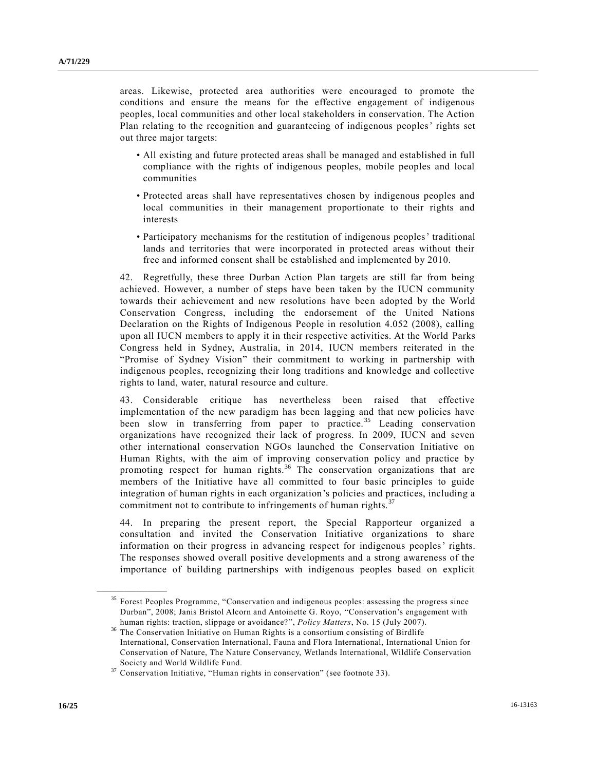areas. Likewise, protected area authorities were encouraged to promote the conditions and ensure the means for the effective engagement of indigenous peoples, local communities and other local stakeholders in conservation. The Action Plan relating to the recognition and guaranteeing of indigenous peoples' rights set out three major targets:

- All existing and future protected areas shall be managed and established in full compliance with the rights of indigenous peoples, mobile peoples and local communities
- Protected areas shall have representatives chosen by indigenous peoples and local communities in their management proportionate to their rights and interests
- Participatory mechanisms for the restitution of indigenous peoples' traditional lands and territories that were incorporated in protected areas without their free and informed consent shall be established and implemented by 2010.

42. Regretfully, these three Durban Action Plan targets are still far from being achieved. However, a number of steps have been taken by the IUCN community towards their achievement and new resolutions have been adopted by the World Conservation Congress, including the endorsement of the United Nations Declaration on the Rights of Indigenous People in resolution 4.052 (2008), calling upon all IUCN members to apply it in their respective activities. At the World Parks Congress held in Sydney, Australia, in 2014, IUCN members reiterated in the "Promise of Sydney Vision" their commitment to working in partnership with indigenous peoples, recognizing their long traditions and knowledge and collective rights to land, water, natural resource and culture.

43. Considerable critique has nevertheless been raised that effective implementation of the new paradigm has been lagging and that new policies have been slow in transferring from paper to practice.[35] Leading conservation organizations have recognized their lack of progress. In 2009, IUCN and seven other international conservation NGOs launched the Conservation Initiative on Human Rights, with the aim of improving conservation policy and practice by promoting respect for human rights.[36] The conservation organizations that are members of the Initiative have all committed to four basic principles to guide integration of human rights in each organization's policies and practices, including a commitment not to contribute to infringements of human rights.[37]

44. In preparing the present report, the Special Rapporteur organized a consultation and invited the Conservation Initiative organizations to share information on their progress in advancing respect for indigenous peoples' rights. The responses showed overall positive developments and a strong awareness of the importance of building partnerships with indigenous peoples based on explicit

---

[35] Forest Peoples Programme, "Conservation and indigenous peoples: assessing the progress since Durban", 2008; Janis Bristol Alcorn and Antoinette G. Royo, "Conservation's engagement with human rights: traction, slippage or avoidance?", *Policy Matters*, No. 15 (July 2007).

[36] The Conservation Initiative on Human Rights is a consortium consisting of Birdlife International, Conservation International, Fauna and Flora International, International Union for Conservation of Nature, The Nature Conservancy, Wetlands International, Wildlife Conservation Society and World Wildlife Fund.

[37] Conservation Initiative, "Human rights in conservation" (see footnote 33).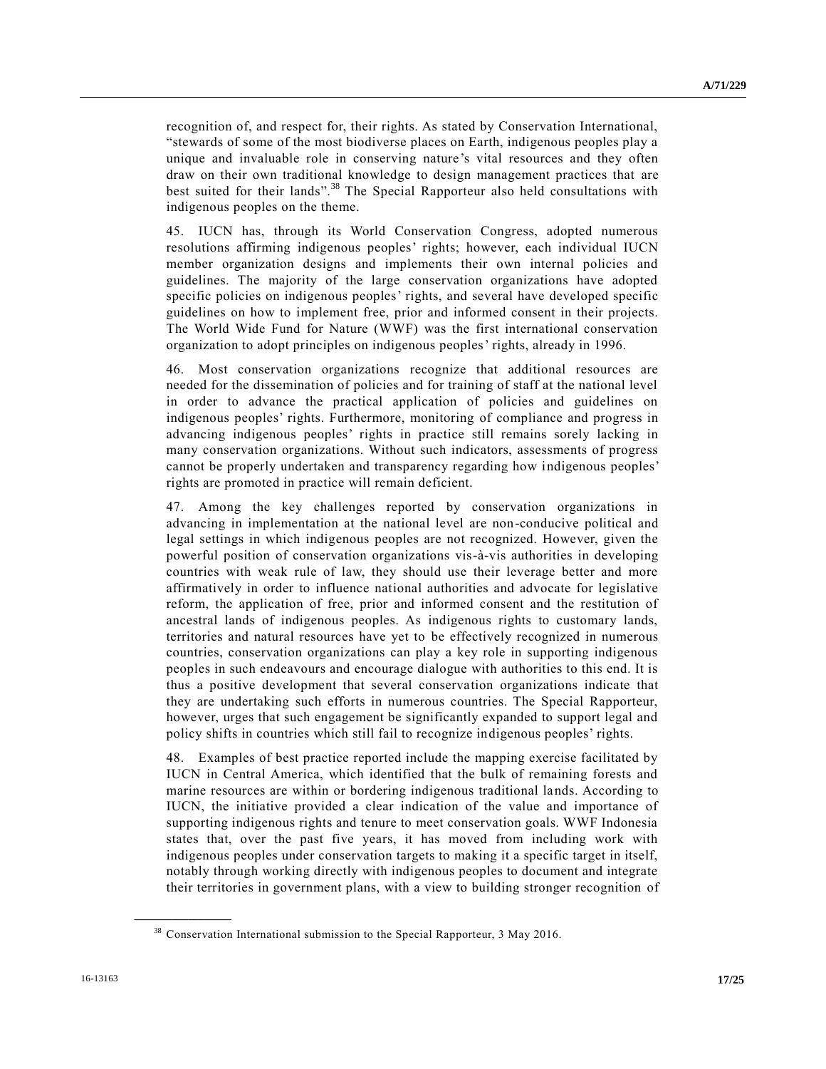recognition of, and respect for, their rights. As stated by Conservation International, "stewards of some of the most biodiverse places on Earth, indigenous peoples play a unique and invaluable role in conserving nature's vital resources and they often draw on their own traditional knowledge to design management practices that are best suited for their lands".[38] The Special Rapporteur also held consultations with indigenous peoples on the theme.

45. IUCN has, through its World Conservation Congress, adopted numerous resolutions affirming indigenous peoples' rights; however, each individual IUCN member organization designs and implements their own internal policies and guidelines. The majority of the large conservation organizations have adopted specific policies on indigenous peoples' rights, and several have developed specific guidelines on how to implement free, prior and informed consent in their projects. The World Wide Fund for Nature (WWF) was the first international conservation organization to adopt principles on indigenous peoples' rights, already in 1996.

46. Most conservation organizations recognize that additional resources are needed for the dissemination of policies and for training of staff at the national level in order to advance the practical application of policies and guidelines on indigenous peoples' rights. Furthermore, monitoring of compliance and progress in advancing indigenous peoples' rights in practice still remains sorely lacking in many conservation organizations. Without such indicators, assessments of progress cannot be properly undertaken and transparency regarding how indigenous peoples' rights are promoted in practice will remain deficient.

47. Among the key challenges reported by conservation organizations in advancing in implementation at the national level are non-conducive political and legal settings in which indigenous peoples are not recognized. However, given the powerful position of conservation organizations vis-à-vis authorities in developing countries with weak rule of law, they should use their leverage better and more affirmatively in order to influence national authorities and advocate for legislative reform, the application of free, prior and informed consent and the restitution of ancestral lands of indigenous peoples. As indigenous rights to customary lands, territories and natural resources have yet to be effectively recognized in numerous countries, conservation organizations can play a key role in supporting indigenous peoples in such endeavours and encourage dialogue with authorities to this end. It is thus a positive development that several conservation organizations indicate that they are undertaking such efforts in numerous countries. The Special Rapporteur, however, urges that such engagement be significantly expanded to support legal and policy shifts in countries which still fail to recognize indigenous peoples' rights.

48. Examples of best practice reported include the mapping exercise facilitated by IUCN in Central America, which identified that the bulk of remaining forests and marine resources are within or bordering indigenous traditional lands. According to IUCN, the initiative provided a clear indication of the value and importance of supporting indigenous rights and tenure to meet conservation goals. WWF Indonesia states that, over the past five years, it has moved from including work with indigenous peoples under conservation targets to making it a specific target in itself, notably through working directly with indigenous peoples to document and integrate their territories in government plans, with a view to building stronger recognition of

---

[38] Conservation International submission to the Special Rapporteur, 3 May 2016.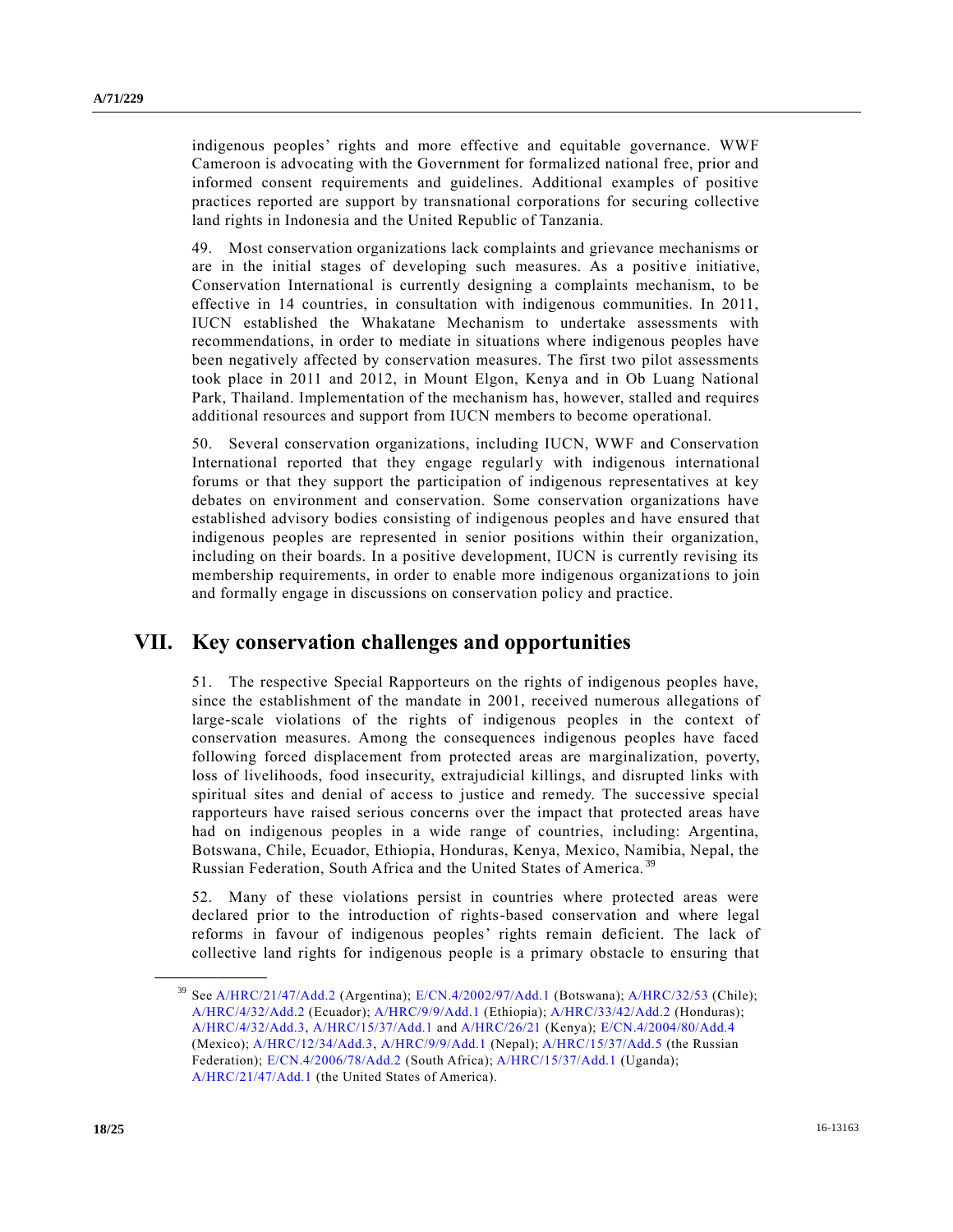indigenous peoples' rights and more effective and equitable governance. WWF Cameroon is advocating with the Government for formalized national free, prior and informed consent requirements and guidelines. Additional examples of positive practices reported are support by transnational corporations for securing collective land rights in Indonesia and the United Republic of Tanzania.

49. Most conservation organizations lack complaints and grievance mechanisms or are in the initial stages of developing such measures. As a positive initiative, Conservation International is currently designing a complaints mechanism, to be effective in 14 countries, in consultation with indigenous communities. In 2011, IUCN established the Whakatane Mechanism to undertake assessments with recommendations, in order to mediate in situations where indigenous peoples have been negatively affected by conservation measures. The first two pilot assessments took place in 2011 and 2012, in Mount Elgon, Kenya and in Ob Luang National Park, Thailand. Implementation of the mechanism has, however, stalled and requires additional resources and support from IUCN members to become operational.

50. Several conservation organizations, including IUCN, WWF and Conservation International reported that they engage regularly with indigenous international forums or that they support the participation of indigenous representatives at key debates on environment and conservation. Some conservation organizations have established advisory bodies consisting of indigenous peoples and have ensured that indigenous peoples are represented in senior positions within their organization, including on their boards. In a positive development, IUCN is currently revising its membership requirements, in order to enable more indigenous organizations to join and formally engage in discussions on conservation policy and practice.

# VII. Key conservation challenges and opportunities

51. The respective Special Rapporteurs on the rights of indigenous peoples have, since the establishment of the mandate in 2001, received numerous allegations of large-scale violations of the rights of indigenous peoples in the context of conservation measures. Among the consequences indigenous peoples have faced following forced displacement from protected areas are marginalization, poverty, loss of livelihoods, food insecurity, extrajudicial killings, and disrupted links with spiritual sites and denial of access to justice and remedy. The successive special rapporteurs have raised serious concerns over the impact that protected areas have had on indigenous peoples in a wide range of countries, including: Argentina, Botswana, Chile, Ecuador, Ethiopia, Honduras, Kenya, Mexico, Namibia, Nepal, the Russian Federation, South Africa and the United States of America.[39]

52. Many of these violations persist in countries where protected areas were declared prior to the introduction of rights-based conservation and where legal reforms in favour of indigenous peoples' rights remain deficient. The lack of collective land rights for indigenous people is a primary obstacle to ensuring that

---

[39] See A/HRC/21/47/Add.2 (Argentina); E/CN.4/2002/97/Add.1 (Botswana); A/HRC/32/53 (Chile); A/HRC/4/32/Add.2 (Ecuador); A/HRC/9/9/Add.1 (Ethiopia); A/HRC/33/42/Add.2 (Honduras); A/HRC/4/32/Add.3, A/HRC/15/37/Add.1 and A/HRC/26/21 (Kenya); E/CN.4/2004/80/Add.4 (Mexico); A/HRC/12/34/Add.3, A/HRC/9/9/Add.1 (Nepal); A/HRC/15/37/Add.5 (the Russian Federation); E/CN.4/2006/78/Add.2 (South Africa); A/HRC/15/37/Add.1 (Uganda); A/HRC/21/47/Add.1 (the United States of America).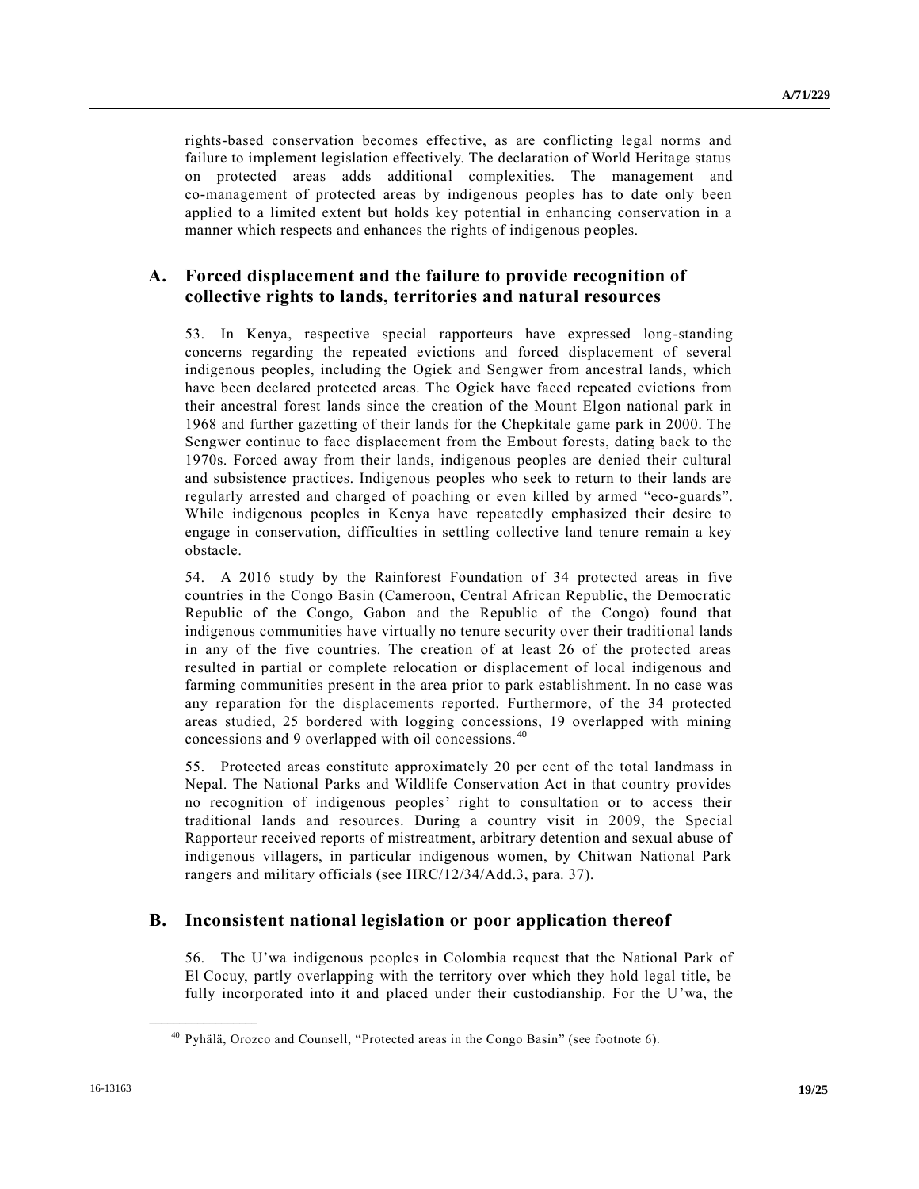rights-based conservation becomes effective, as are conflicting legal norms and failure to implement legislation effectively. The declaration of World Heritage status on protected areas adds additional complexities. The management and co-management of protected areas by indigenous peoples has to date only been applied to a limited extent but holds key potential in enhancing conservation in a manner which respects and enhances the rights of indigenous peoples.

## A. Forced displacement and the failure to provide recognition of collective rights to lands, territories and natural resources

53. In Kenya, respective special rapporteurs have expressed long-standing concerns regarding the repeated evictions and forced displacement of several indigenous peoples, including the Ogiek and Sengwer from ancestral lands, which have been declared protected areas. The Ogiek have faced repeated evictions from their ancestral forest lands since the creation of the Mount Elgon national park in 1968 and further gazetting of their lands for the Chepkitale game park in 2000. The Sengwer continue to face displacement from the Embout forests, dating back to the 1970s. Forced away from their lands, indigenous peoples are denied their cultural and subsistence practices. Indigenous peoples who seek to return to their lands are regularly arrested and charged of poaching or even killed by armed "eco-guards". While indigenous peoples in Kenya have repeatedly emphasized their desire to engage in conservation, difficulties in settling collective land tenure remain a key obstacle.

54. A 2016 study by the Rainforest Foundation of 34 protected areas in five countries in the Congo Basin (Cameroon, Central African Republic, the Democratic Republic of the Congo, Gabon and the Republic of the Congo) found that indigenous communities have virtually no tenure security over their traditional lands in any of the five countries. The creation of at least 26 of the protected areas resulted in partial or complete relocation or displacement of local indigenous and farming communities present in the area prior to park establishment. In no case was any reparation for the displacements reported. Furthermore, of the 34 protected areas studied, 25 bordered with logging concessions, 19 overlapped with mining concessions and 9 overlapped with oil concessions.[40]

55. Protected areas constitute approximately 20 per cent of the total landmass in Nepal. The National Parks and Wildlife Conservation Act in that country provides no recognition of indigenous peoples' right to consultation or to access their traditional lands and resources. During a country visit in 2009, the Special Rapporteur received reports of mistreatment, arbitrary detention and sexual abuse of indigenous villagers, in particular indigenous women, by Chitwan National Park rangers and military officials (see HRC/12/34/Add.3, para. 37).

## B. Inconsistent national legislation or poor application thereof

56. The U'wa indigenous peoples in Colombia request that the National Park of El Cocuy, partly overlapping with the territory over which they hold legal title, be fully incorporated into it and placed under their custodianship. For the U'wa, the

[40] Pyhälä, Orozco and Counsell, "Protected areas in the Congo Basin" (see footnote 6).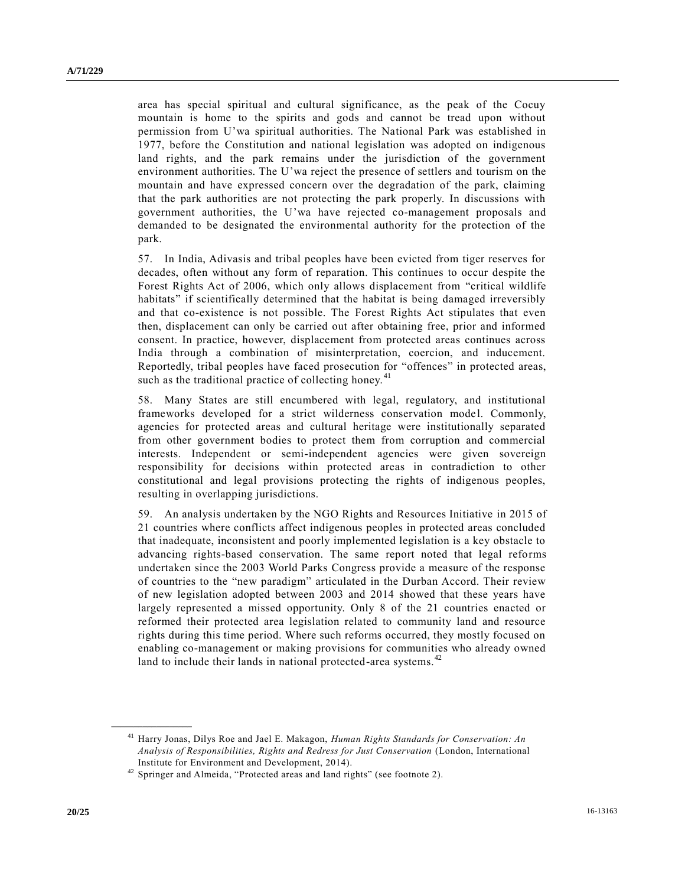area has special spiritual and cultural significance, as the peak of the Cocuy mountain is home to the spirits and gods and cannot be tread upon without permission from U'wa spiritual authorities. The National Park was established in 1977, before the Constitution and national legislation was adopted on indigenous land rights, and the park remains under the jurisdiction of the government environment authorities. The U'wa reject the presence of settlers and tourism on the mountain and have expressed concern over the degradation of the park, claiming that the park authorities are not protecting the park properly. In discussions with government authorities, the U'wa have rejected co-management proposals and demanded to be designated the environmental authority for the protection of the park.

57. In India, Adivasis and tribal peoples have been evicted from tiger reserves for decades, often without any form of reparation. This continues to occur despite the Forest Rights Act of 2006, which only allows displacement from "critical wildlife habitats" if scientifically determined that the habitat is being damaged irreversibly and that co-existence is not possible. The Forest Rights Act stipulates that even then, displacement can only be carried out after obtaining free, prior and informed consent. In practice, however, displacement from protected areas continues across India through a combination of misinterpretation, coercion, and inducement. Reportedly, tribal peoples have faced prosecution for "offences" in protected areas, such as the traditional practice of collecting honey.[41]

58. Many States are still encumbered with legal, regulatory, and institutional frameworks developed for a strict wilderness conservation model. Commonly, agencies for protected areas and cultural heritage were institutionally separated from other government bodies to protect them from corruption and commercial interests. Independent or semi-independent agencies were given sovereign responsibility for decisions within protected areas in contradiction to other constitutional and legal provisions protecting the rights of indigenous peoples, resulting in overlapping jurisdictions.

59. An analysis undertaken by the NGO Rights and Resources Initiative in 2015 of 21 countries where conflicts affect indigenous peoples in protected areas concluded that inadequate, inconsistent and poorly implemented legislation is a key obstacle to advancing rights-based conservation. The same report noted that legal reforms undertaken since the 2003 World Parks Congress provide a measure of the response of countries to the "new paradigm" articulated in the Durban Accord. Their review of new legislation adopted between 2003 and 2014 showed that these years have largely represented a missed opportunity. Only 8 of the 21 countries enacted or reformed their protected area legislation related to community land and resource rights during this time period. Where such reforms occurred, they mostly focused on enabling co-management or making provisions for communities who already owned land to include their lands in national protected-area systems.[42]

---

[41] Harry Jonas, Dilys Roe and Jael E. Makagon, *Human Rights Standards for Conservation: An Analysis of Responsibilities, Rights and Redress for Just Conservation* (London, International Institute for Environment and Development, 2014).

[42] Springer and Almeida, "Protected areas and land rights" (see footnote 2).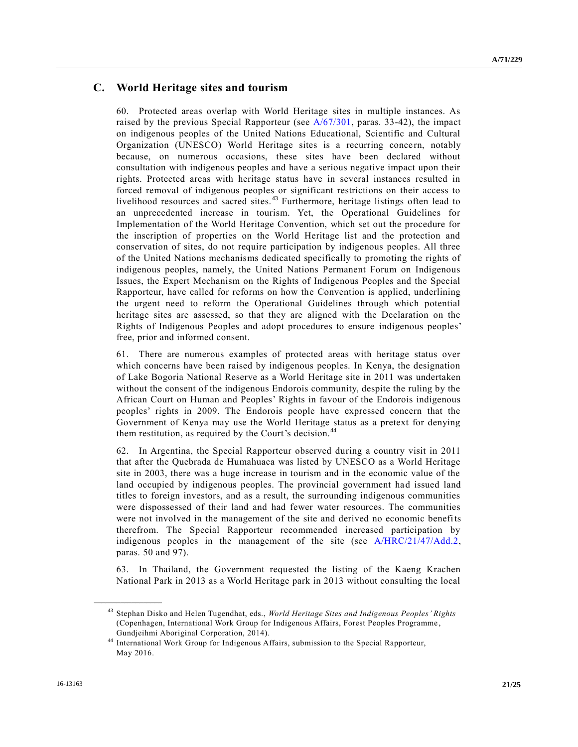## C. World Heritage sites and tourism

60. Protected areas overlap with World Heritage sites in multiple instances. As raised by the previous Special Rapporteur (see A/67/301, paras. 33-42), the impact on indigenous peoples of the United Nations Educational, Scientific and Cultural Organization (UNESCO) World Heritage sites is a recurring concern, notably because, on numerous occasions, these sites have been declared without consultation with indigenous peoples and have a serious negative impact upon their rights. Protected areas with heritage status have in several instances resulted in forced removal of indigenous peoples or significant restrictions on their access to livelihood resources and sacred sites.[43] Furthermore, heritage listings often lead to an unprecedented increase in tourism. Yet, the Operational Guidelines for Implementation of the World Heritage Convention, which set out the procedure for the inscription of properties on the World Heritage list and the protection and conservation of sites, do not require participation by indigenous peoples. All three of the United Nations mechanisms dedicated specifically to promoting the rights of indigenous peoples, namely, the United Nations Permanent Forum on Indigenous Issues, the Expert Mechanism on the Rights of Indigenous Peoples and the Special Rapporteur, have called for reforms on how the Convention is applied, underlining the urgent need to reform the Operational Guidelines through which potential heritage sites are assessed, so that they are aligned with the Declaration on the Rights of Indigenous Peoples and adopt procedures to ensure indigenous peoples' free, prior and informed consent.

61. There are numerous examples of protected areas with heritage status over which concerns have been raised by indigenous peoples. In Kenya, the designation of Lake Bogoria National Reserve as a World Heritage site in 2011 was undertaken without the consent of the indigenous Endorois community, despite the ruling by the African Court on Human and Peoples' Rights in favour of the Endorois indigenous peoples' rights in 2009. The Endorois people have expressed concern that the Government of Kenya may use the World Heritage status as a pretext for denying them restitution, as required by the Court's decision.[44]

62. In Argentina, the Special Rapporteur observed during a country visit in 2011 that after the Quebrada de Humahuaca was listed by UNESCO as a World Heritage site in 2003, there was a huge increase in tourism and in the economic value of the land occupied by indigenous peoples. The provincial government had issued land titles to foreign investors, and as a result, the surrounding indigenous communities were dispossessed of their land and had fewer water resources. The communities were not involved in the management of the site and derived no economic benefits therefrom. The Special Rapporteur recommended increased participation by indigenous peoples in the management of the site (see A/HRC/21/47/Add.2, paras. 50 and 97).

63. In Thailand, the Government requested the listing of the Kaeng Krachen National Park in 2013 as a World Heritage park in 2013 without consulting the local

---

[43] Stephan Disko and Helen Tugendhat, eds., *World Heritage Sites and Indigenous Peoples' Rights* (Copenhagen, International Work Group for Indigenous Affairs, Forest Peoples Programme, Gundjeihmi Aboriginal Corporation, 2014).

[44] International Work Group for Indigenous Affairs, submission to the Special Rapporteur, May 2016.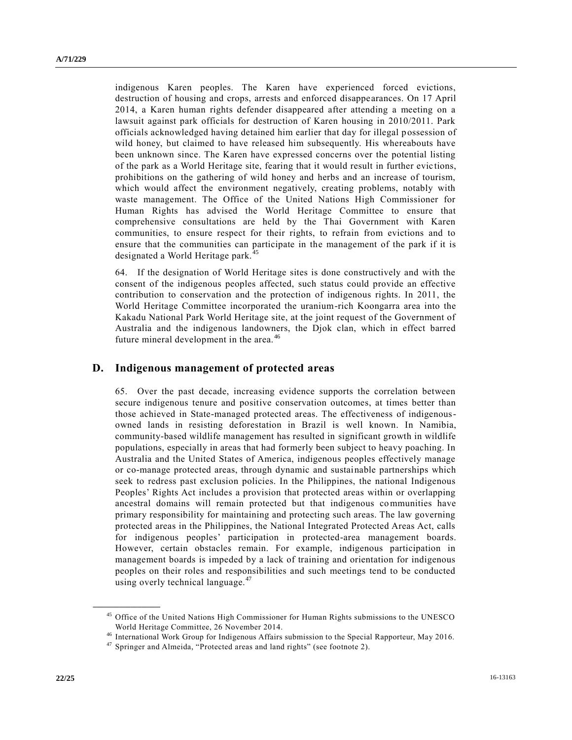indigenous Karen peoples. The Karen have experienced forced evictions, destruction of housing and crops, arrests and enforced disappearances. On 17 April 2014, a Karen human rights defender disappeared after attending a meeting on a lawsuit against park officials for destruction of Karen housing in 2010/2011. Park officials acknowledged having detained him earlier that day for illegal possession of wild honey, but claimed to have released him subsequently. His whereabouts have been unknown since. The Karen have expressed concerns over the potential listing of the park as a World Heritage site, fearing that it would result in further evictions, prohibitions on the gathering of wild honey and herbs and an increase of tourism, which would affect the environment negatively, creating problems, notably with waste management. The Office of the United Nations High Commissioner for Human Rights has advised the World Heritage Committee to ensure that comprehensive consultations are held by the Thai Government with Karen communities, to ensure respect for their rights, to refrain from evictions and to ensure that the communities can participate in the management of the park if it is designated a World Heritage park.[45]

64. If the designation of World Heritage sites is done constructively and with the consent of the indigenous peoples affected, such status could provide an effective contribution to conservation and the protection of indigenous rights. In 2011, the World Heritage Committee incorporated the uranium-rich Koongarra area into the Kakadu National Park World Heritage site, at the joint request of the Government of Australia and the indigenous landowners, the Djok clan, which in effect barred future mineral development in the area.[46]

## D. Indigenous management of protected areas

65. Over the past decade, increasing evidence supports the correlation between secure indigenous tenure and positive conservation outcomes, at times better than those achieved in State-managed protected areas. The effectiveness of indigenous-owned lands in resisting deforestation in Brazil is well known. In Namibia, community-based wildlife management has resulted in significant growth in wildlife populations, especially in areas that had formerly been subject to heavy poaching. In Australia and the United States of America, indigenous peoples effectively manage or co-manage protected areas, through dynamic and sustainable partnerships which seek to redress past exclusion policies. In the Philippines, the national Indigenous Peoples' Rights Act includes a provision that protected areas within or overlapping ancestral domains will remain protected but that indigenous communities have primary responsibility for maintaining and protecting such areas. The law governing protected areas in the Philippines, the National Integrated Protected Areas Act, calls for indigenous peoples' participation in protected-area management boards. However, certain obstacles remain. For example, indigenous participation in management boards is impeded by a lack of training and orientation for indigenous peoples on their roles and responsibilities and such meetings tend to be conducted using overly technical language.[47]

---

[45] Office of the United Nations High Commissioner for Human Rights submissions to the UNESCO World Heritage Committee, 26 November 2014.

[46] International Work Group for Indigenous Affairs submission to the Special Rapporteur, May 2016.

[47] Springer and Almeida, "Protected areas and land rights" (see footnote 2).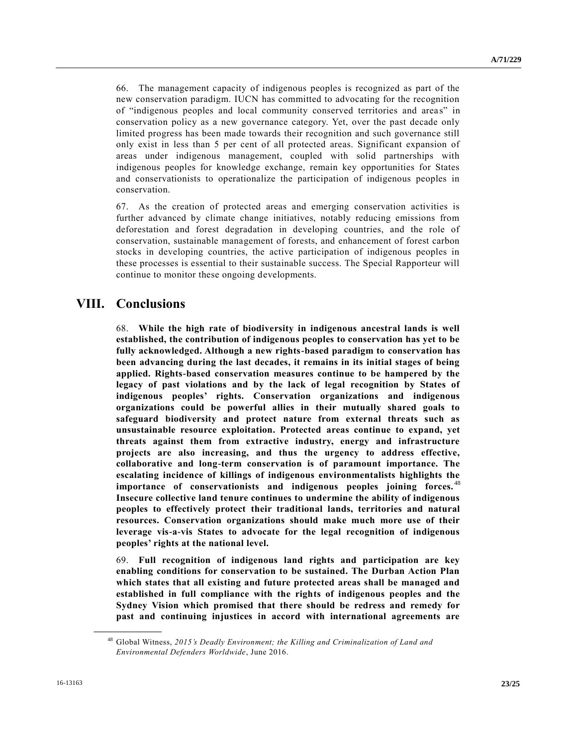66. The management capacity of indigenous peoples is recognized as part of the new conservation paradigm. IUCN has committed to advocating for the recognition of "indigenous peoples and local community conserved territories and areas" in conservation policy as a new governance category. Yet, over the past decade only limited progress has been made towards their recognition and such governance still only exist in less than 5 per cent of all protected areas. Significant expansion of areas under indigenous management, coupled with solid partnerships with indigenous peoples for knowledge exchange, remain key opportunities for States and conservationists to operationalize the participation of indigenous peoples in conservation.

67. As the creation of protected areas and emerging conservation activities is further advanced by climate change initiatives, notably reducing emissions from deforestation and forest degradation in developing countries, and the role of conservation, sustainable management of forests, and enhancement of forest carbon stocks in developing countries, the active participation of indigenous peoples in these processes is essential to their sustainable success. The Special Rapporteur will continue to monitor these ongoing developments.

# VIII. Conclusions

68. **While the high rate of biodiversity in indigenous ancestral lands is well established, the contribution of indigenous peoples to conservation has yet to be fully acknowledged. Although a new rights-based paradigm to conservation has been advancing during the last decades, it remains in its initial stages of being applied. Rights-based conservation measures continue to be hampered by the legacy of past violations and by the lack of legal recognition by States of indigenous peoples' rights. Conservation organizations and indigenous organizations could be powerful allies in their mutually shared goals to safeguard biodiversity and protect nature from external threats such as unsustainable resource exploitation. Protected areas continue to expand, yet threats against them from extractive industry, energy and infrastructure projects are also increasing, and thus the urgency to address effective, collaborative and long-term conservation is of paramount importance. The escalating incidence of killings of indigenous environmentalists highlights the importance of conservationists and indigenous peoples joining forces.**[48] **Insecure collective land tenure continues to undermine the ability of indigenous peoples to effectively protect their traditional lands, territories and natural resources. Conservation organizations should make much more use of their leverage vis-a-vis States to advocate for the legal recognition of indigenous peoples' rights at the national level.**

69. **Full recognition of indigenous land rights and participation are key enabling conditions for conservation to be sustained. The Durban Action Plan which states that all existing and future protected areas shall be managed and established in full compliance with the rights of indigenous peoples and the Sydney Vision which promised that there should be redress and remedy for past and continuing injustices in accord with international agreements are**

[48] Global Witness, *2015's Deadly Environment; the Killing and Criminalization of Land and Environmental Defenders Worldwide*, June 2016.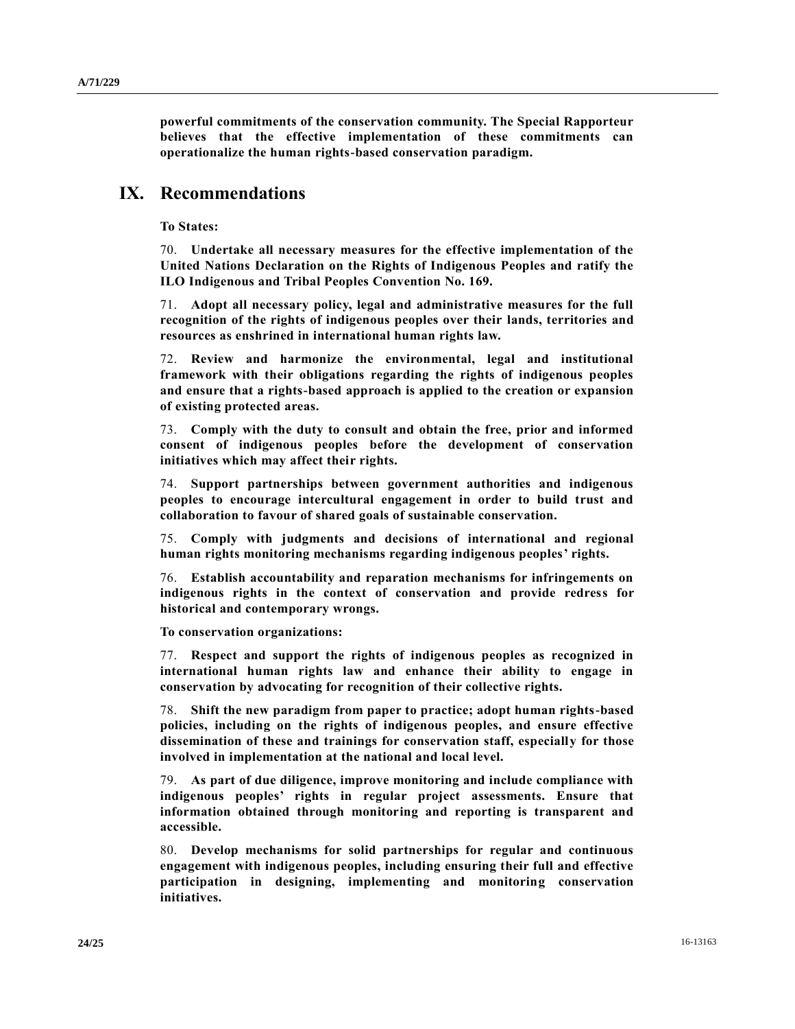**powerful commitments of the conservation community. The Special Rapporteur believes that the effective implementation of these commitments can operationalize the human rights-based conservation paradigm.**

## IX. Recommendations

**To States:**

70. **Undertake all necessary measures for the effective implementation of the United Nations Declaration on the Rights of Indigenous Peoples and ratify the ILO Indigenous and Tribal Peoples Convention No. 169.**

71. **Adopt all necessary policy, legal and administrative measures for the full recognition of the rights of indigenous peoples over their lands, territories and resources as enshrined in international human rights law.**

72. **Review and harmonize the environmental, legal and institutional framework with their obligations regarding the rights of indigenous peoples and ensure that a rights-based approach is applied to the creation or expansion of existing protected areas.**

73. **Comply with the duty to consult and obtain the free, prior and informed consent of indigenous peoples before the development of conservation initiatives which may affect their rights.**

74. **Support partnerships between government authorities and indigenous peoples to encourage intercultural engagement in order to build trust and collaboration to favour of shared goals of sustainable conservation.**

75. **Comply with judgments and decisions of international and regional human rights monitoring mechanisms regarding indigenous peoples' rights.**

76. **Establish accountability and reparation mechanisms for infringements on indigenous rights in the context of conservation and provide redress for historical and contemporary wrongs.**

**To conservation organizations:**

77. **Respect and support the rights of indigenous peoples as recognized in international human rights law and enhance their ability to engage in conservation by advocating for recognition of their collective rights.**

78. **Shift the new paradigm from paper to practice; adopt human rights-based policies, including on the rights of indigenous peoples, and ensure effective dissemination of these and trainings for conservation staff, especially for those involved in implementation at the national and local level.**

79. **As part of due diligence, improve monitoring and include compliance with indigenous peoples' rights in regular project assessments. Ensure that information obtained through monitoring and reporting is transparent and accessible.**

80. **Develop mechanisms for solid partnerships for regular and continuous engagement with indigenous peoples, including ensuring their full and effective participation in designing, implementing and monitoring conservation initiatives.**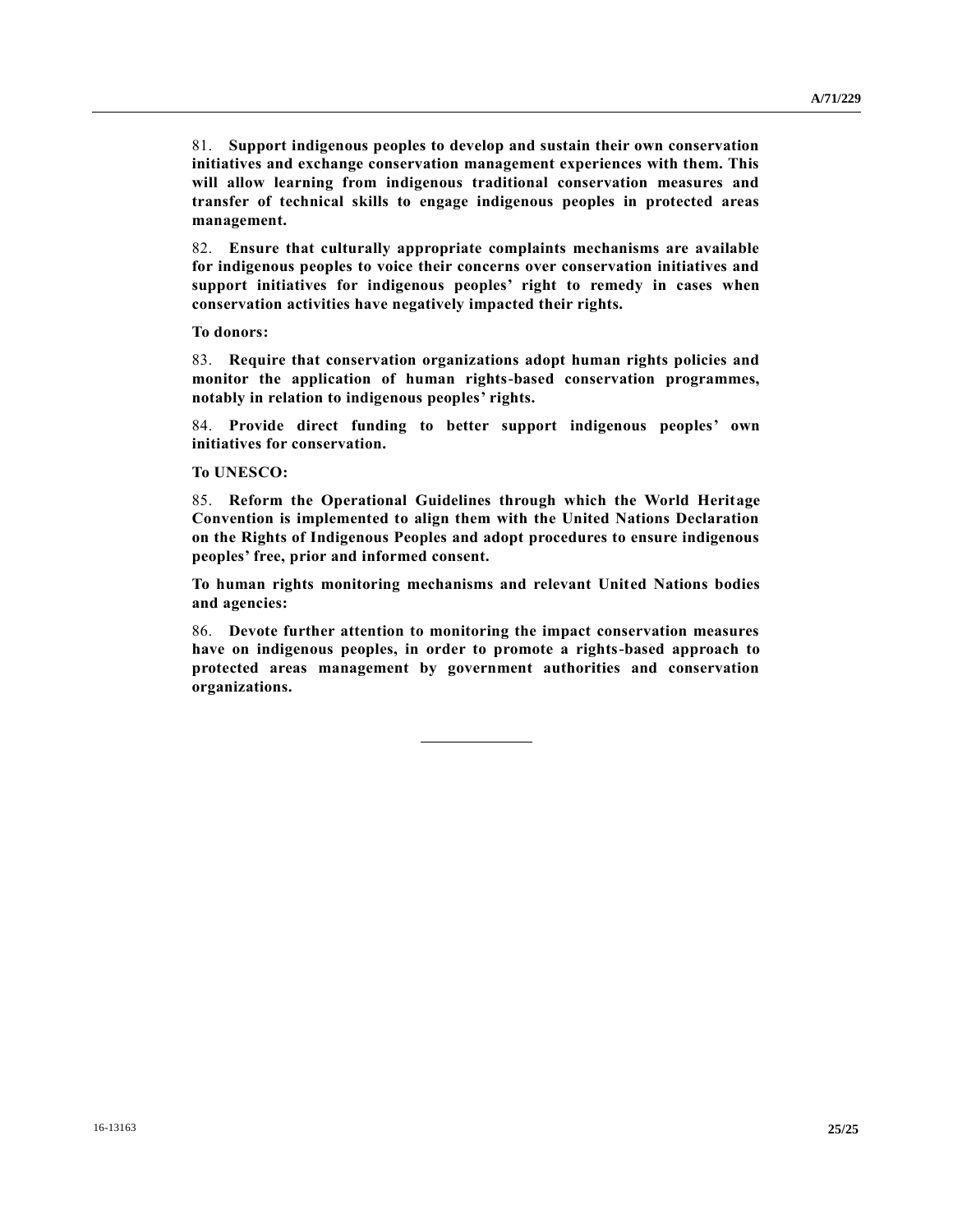81. **Support indigenous peoples to develop and sustain their own conservation initiatives and exchange conservation management experiences with them. This will allow learning from indigenous traditional conservation measures and transfer of technical skills to engage indigenous peoples in protected areas management.**

82. **Ensure that culturally appropriate complaints mechanisms are available for indigenous peoples to voice their concerns over conservation initiatives and support initiatives for indigenous peoples' right to remedy in cases when conservation activities have negatively impacted their rights.**

**To donors:**

83. **Require that conservation organizations adopt human rights policies and monitor the application of human rights-based conservation programmes, notably in relation to indigenous peoples' rights.**

84. **Provide direct funding to better support indigenous peoples' own initiatives for conservation.**

**To UNESCO:**

85. **Reform the Operational Guidelines through which the World Heritage Convention is implemented to align them with the United Nations Declaration on the Rights of Indigenous Peoples and adopt procedures to ensure indigenous peoples' free, prior and informed consent.**

**To human rights monitoring mechanisms and relevant United Nations bodies and agencies:**

86. **Devote further attention to monitoring the impact conservation measures have on indigenous peoples, in order to promote a rights-based approach to protected areas management by government authorities and conservation organizations.**